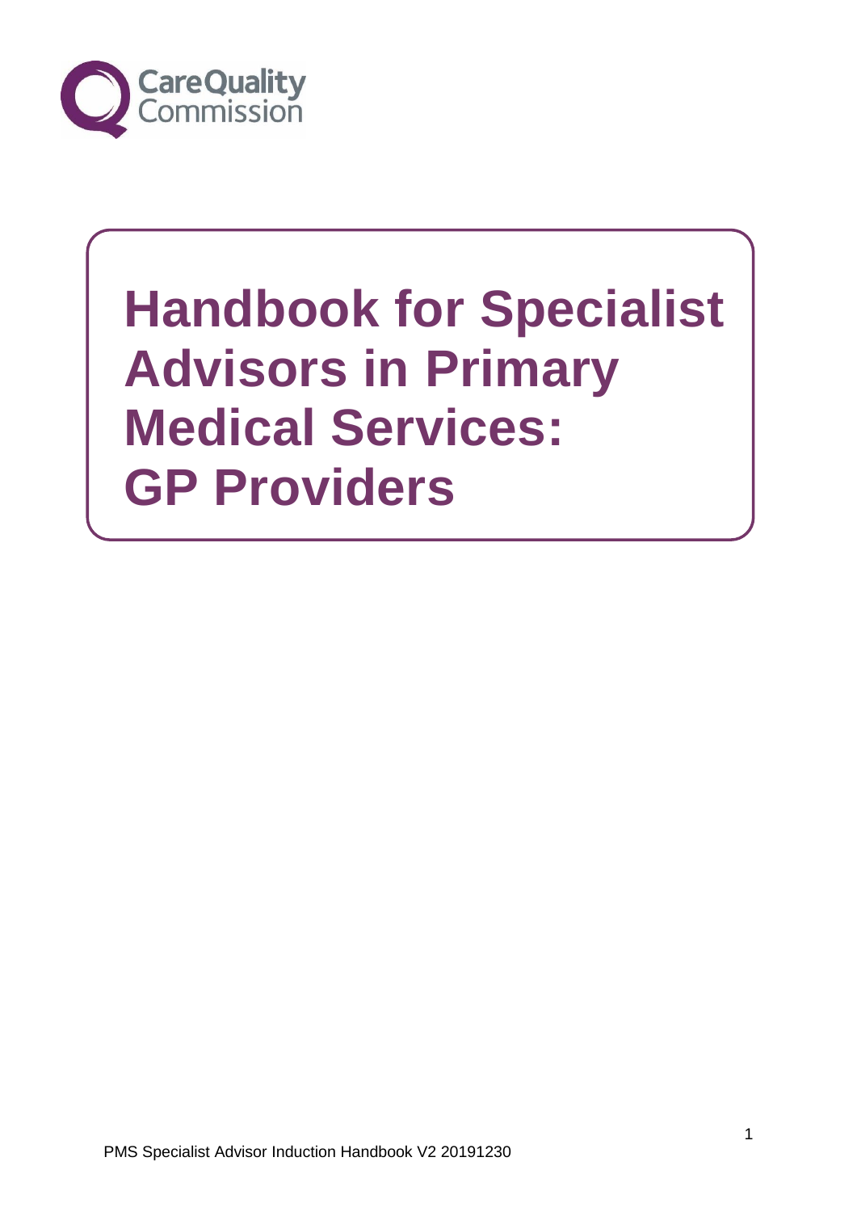# Handbook for Specialist Advisors in Primary Medical Services: GP Providers

PMS Specialist Advisor Induction Handbook V2 20191230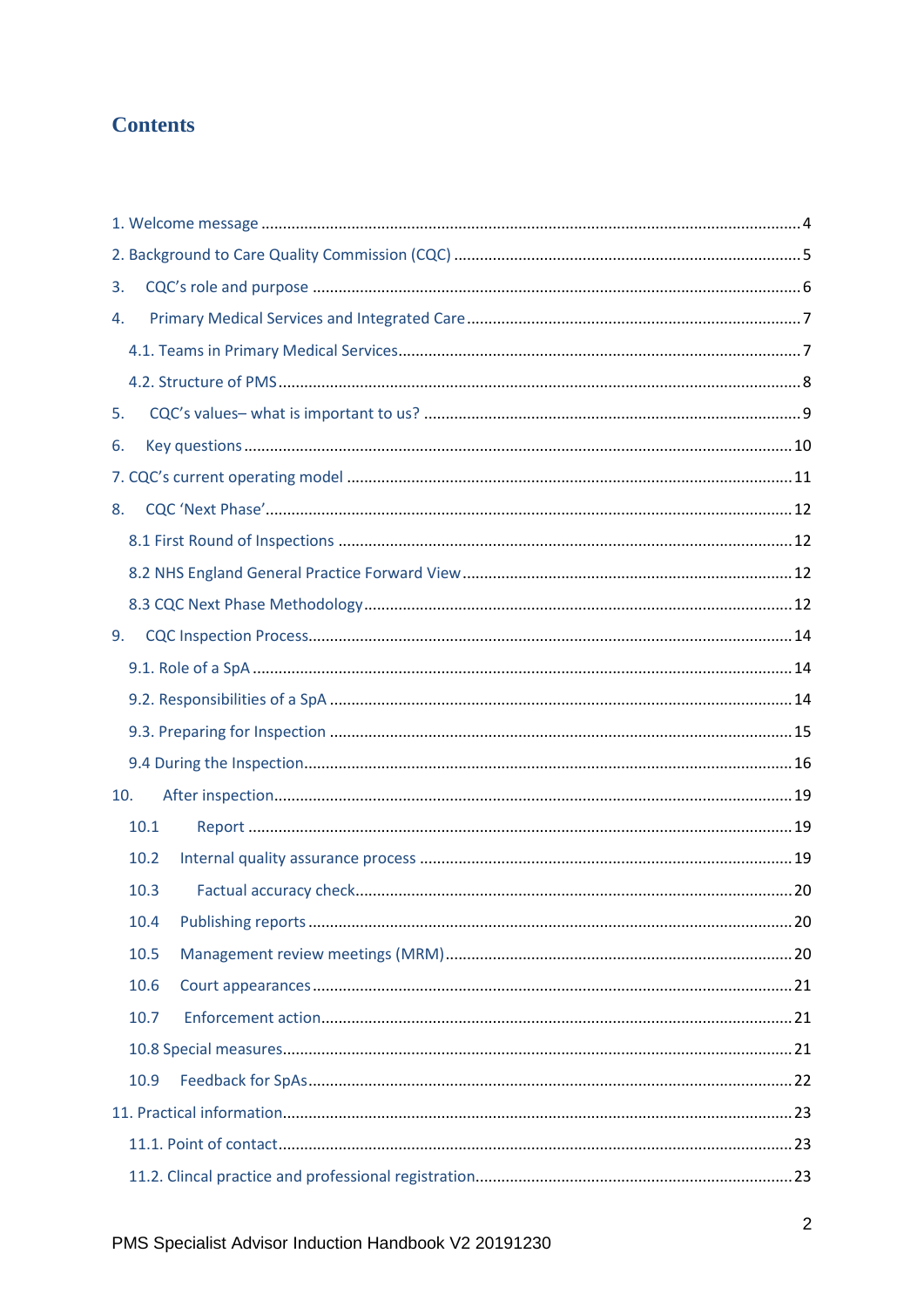# Contents

1. Welcome message ........................................................................................................................ 4
2. Background to Care Quality Commission (CQC) ............................................................................ 5
3. CQC's role and purpose ................................................................................................................ 6
4. Primary Medical Services and Integrated Care ............................................................................. 7
    4.1. Teams in Primary Medical Services ........................................................................................ 7
    4.2. Structure of PMS .................................................................................................................... 8
5. CQC's values– what is important to us? ...................................................................................... 9
6. Key questions .............................................................................................................................. 10
7. CQC's current operating model .................................................................................................. 11
8. CQC 'Next Phase' ......................................................................................................................... 12
    8.1 First Round of Inspections ...................................................................................................... 12
    8.2 NHS England General Practice Forward View ........................................................................ 12
    8.3 CQC Next Phase Methodology ................................................................................................ 12
9. CQC Inspection Process ................................................................................................................ 14
    9.1. Role of a SpA ......................................................................................................................... 14
    9.2. Responsibilities of a SpA ........................................................................................................ 14
    9.3. Preparing for Inspection ........................................................................................................ 15
    9.4 During the Inspection .............................................................................................................. 16
10. After inspection .......................................................................................................................... 19
    10.1 Report .................................................................................................................................. 19
    10.2 Internal quality assurance process ........................................................................................ 19
    10.3 Factual accuracy check ......................................................................................................... 20
    10.4 Publishing reports ................................................................................................................. 20
    10.5 Management review meetings (MRM) .................................................................................. 20
    10.6 Court appearances ................................................................................................................ 21
    10.7 Enforcement action ............................................................................................................... 21
    10.8 Special measures ................................................................................................................... 21
    10.9 Feedback for SpAs ................................................................................................................. 22
11. Practical information .................................................................................................................. 23
    11.1. Point of contact .................................................................................................................... 23
    11.2. Clincal practice and professional registration ....................................................................... 23

PMS Specialist Advisor Induction Handbook V2 20191230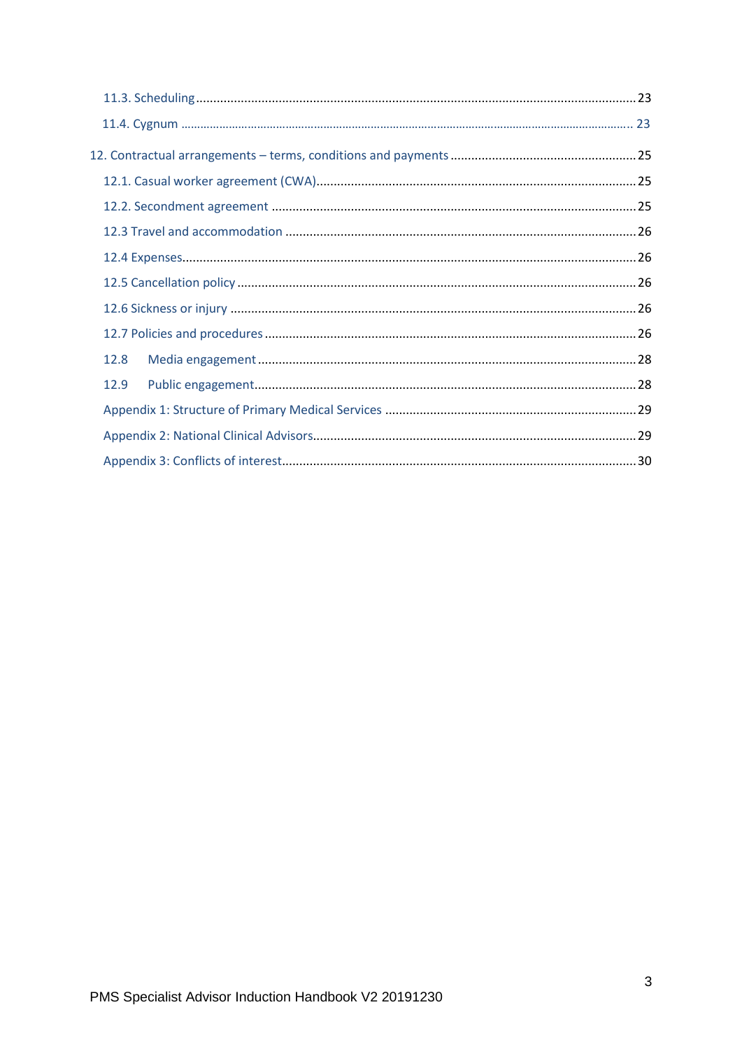11.3. Scheduling ........................................................................................................................ 23

11.4. Cygnum ........................................................................................................................... 23

12. Contractual arrangements – terms, conditions and payments ...................................................... 25

12.1. Casual worker agreement (CWA) .............................................................................................. 25

12.2. Secondment agreement ........................................................................................................... 25

12.3 Travel and accommodation ....................................................................................................... 26

12.4 Expenses .................................................................................................................................... 26

12.5 Cancellation policy .................................................................................................................... 26

12.6 Sickness or injury ....................................................................................................................... 26

12.7 Policies and procedures ............................................................................................................. 26

12.8 Media engagement ........................................................................................................... 28

12.9 Public engagement ............................................................................................................ 28

Appendix 1: Structure of Primary Medical Services ........................................................................ 29

Appendix 2: National Clinical Advisors .......................................................................................... 29

Appendix 3: Conflicts of interest ..................................................................................................... 30

PMS Specialist Advisor Induction Handbook V2 20191230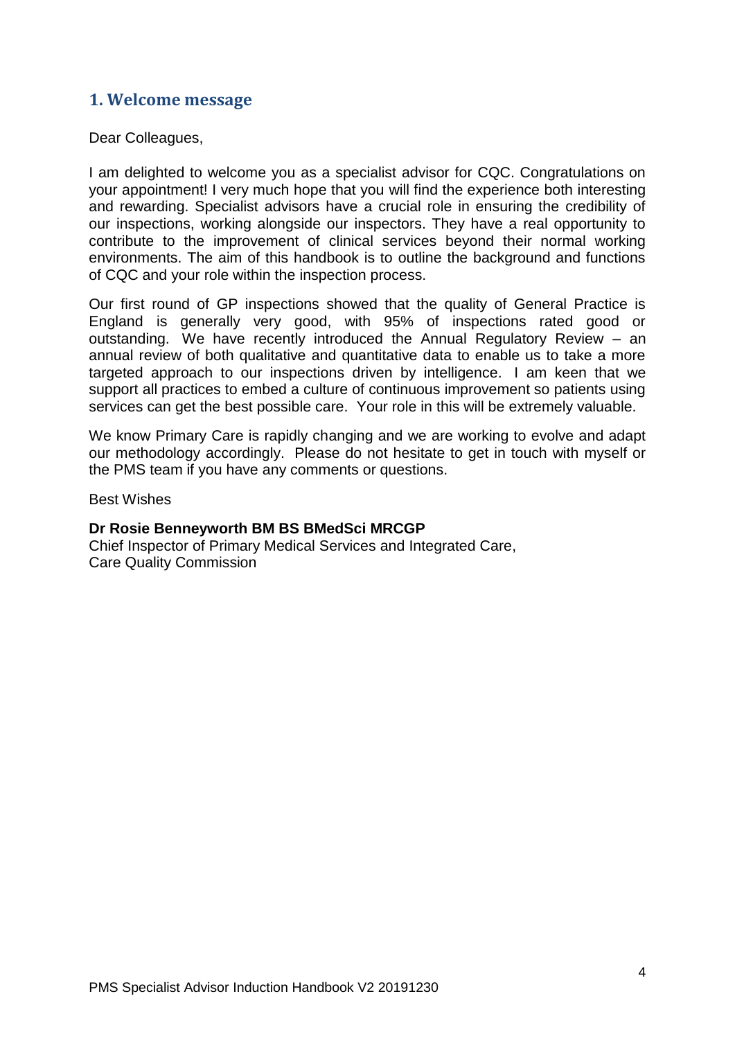## 1. Welcome message

Dear Colleagues,

I am delighted to welcome you as a specialist advisor for CQC. Congratulations on your appointment! I very much hope that you will find the experience both interesting and rewarding. Specialist advisors have a crucial role in ensuring the credibility of our inspections, working alongside our inspectors. They have a real opportunity to contribute to the improvement of clinical services beyond their normal working environments. The aim of this handbook is to outline the background and functions of CQC and your role within the inspection process.

Our first round of GP inspections showed that the quality of General Practice is England is generally very good, with 95% of inspections rated good or outstanding. We have recently introduced the Annual Regulatory Review – an annual review of both qualitative and quantitative data to enable us to take a more targeted approach to our inspections driven by intelligence. I am keen that we support all practices to embed a culture of continuous improvement so patients using services can get the best possible care. Your role in this will be extremely valuable.

We know Primary Care is rapidly changing and we are working to evolve and adapt our methodology accordingly. Please do not hesitate to get in touch with myself or the PMS team if you have any comments or questions.

Best Wishes

**Dr Rosie Benneyworth BM BS BMedSci MRCGP**
Chief Inspector of Primary Medical Services and Integrated Care,
Care Quality Commission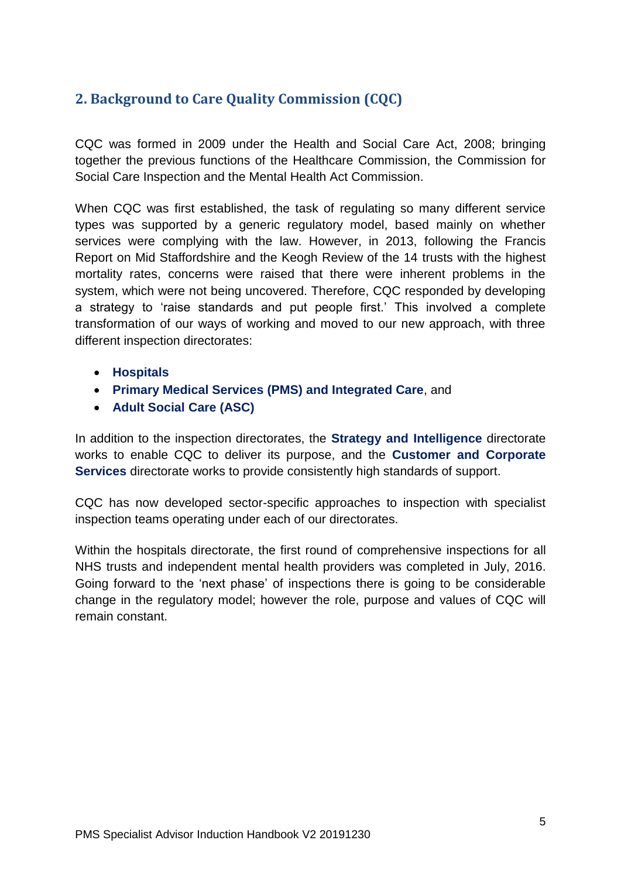## 2. Background to Care Quality Commission (CQC)

CQC was formed in 2009 under the Health and Social Care Act, 2008; bringing together the previous functions of the Healthcare Commission, the Commission for Social Care Inspection and the Mental Health Act Commission.

When CQC was first established, the task of regulating so many different service types was supported by a generic regulatory model, based mainly on whether services were complying with the law. However, in 2013, following the Francis Report on Mid Staffordshire and the Keogh Review of the 14 trusts with the highest mortality rates, concerns were raised that there were inherent problems in the system, which were not being uncovered. Therefore, CQC responded by developing a strategy to 'raise standards and put people first.' This involved a complete transformation of our ways of working and moved to our new approach, with three different inspection directorates:

- **Hospitals**
- **Primary Medical Services (PMS) and Integrated Care**, and
- **Adult Social Care (ASC)**

In addition to the inspection directorates, the **Strategy and Intelligence** directorate works to enable CQC to deliver its purpose, and the **Customer and Corporate Services** directorate works to provide consistently high standards of support.

CQC has now developed sector-specific approaches to inspection with specialist inspection teams operating under each of our directorates.

Within the hospitals directorate, the first round of comprehensive inspections for all NHS trusts and independent mental health providers was completed in July, 2016. Going forward to the 'next phase' of inspections there is going to be considerable change in the regulatory model; however the role, purpose and values of CQC will remain constant.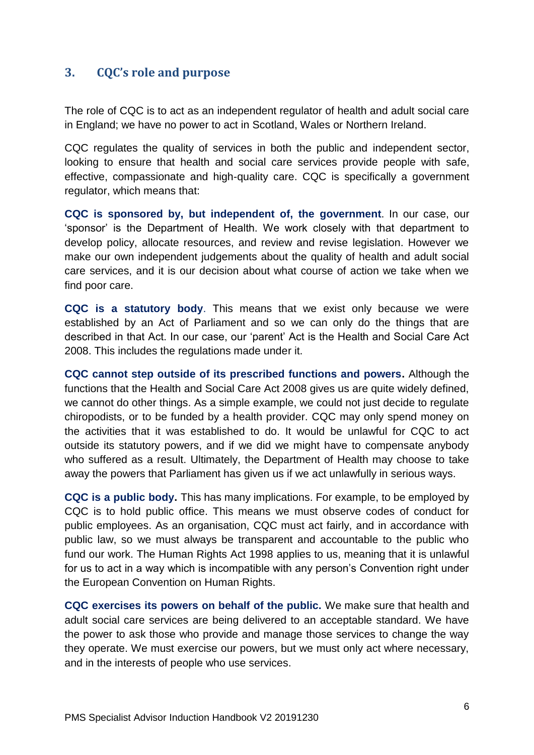## 3. CQC's role and purpose

The role of CQC is to act as an independent regulator of health and adult social care in England; we have no power to act in Scotland, Wales or Northern Ireland.

CQC regulates the quality of services in both the public and independent sector, looking to ensure that health and social care services provide people with safe, effective, compassionate and high-quality care. CQC is specifically a government regulator, which means that:

**CQC is sponsored by, but independent of, the government**. In our case, our 'sponsor' is the Department of Health. We work closely with that department to develop policy, allocate resources, and review and revise legislation. However we make our own independent judgements about the quality of health and adult social care services, and it is our decision about what course of action we take when we find poor care.

**CQC is a statutory body**. This means that we exist only because we were established by an Act of Parliament and so we can only do the things that are described in that Act. In our case, our 'parent' Act is the Health and Social Care Act 2008. This includes the regulations made under it.

**CQC cannot step outside of its prescribed functions and powers.** Although the functions that the Health and Social Care Act 2008 gives us are quite widely defined, we cannot do other things. As a simple example, we could not just decide to regulate chiropodists, or to be funded by a health provider. CQC may only spend money on the activities that it was established to do. It would be unlawful for CQC to act outside its statutory powers, and if we did we might have to compensate anybody who suffered as a result. Ultimately, the Department of Health may choose to take away the powers that Parliament has given us if we act unlawfully in serious ways.

**CQC is a public body.** This has many implications. For example, to be employed by CQC is to hold public office. This means we must observe codes of conduct for public employees. As an organisation, CQC must act fairly, and in accordance with public law, so we must always be transparent and accountable to the public who fund our work. The Human Rights Act 1998 applies to us, meaning that it is unlawful for us to act in a way which is incompatible with any person's Convention right under the European Convention on Human Rights.

**CQC exercises its powers on behalf of the public.** We make sure that health and adult social care services are being delivered to an acceptable standard. We have the power to ask those who provide and manage those services to change the way they operate. We must exercise our powers, but we must only act where necessary, and in the interests of people who use services.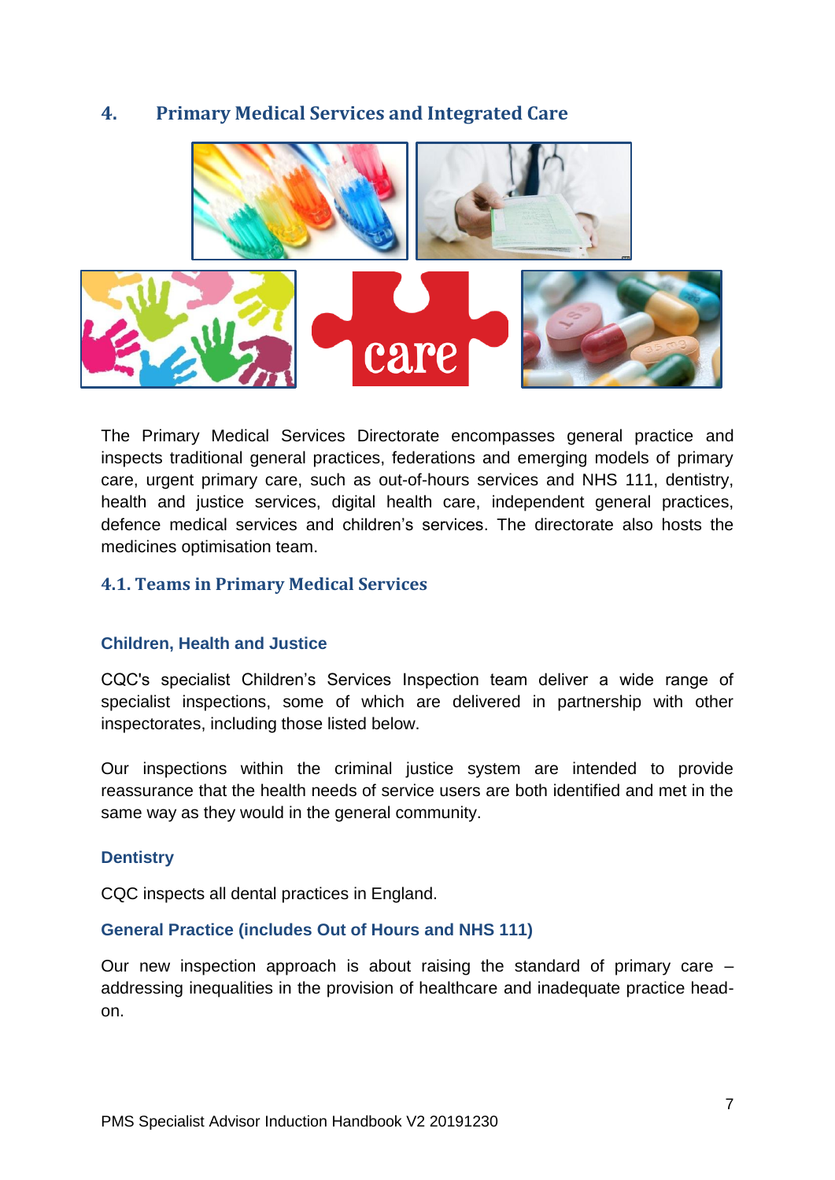## 4. Primary Medical Services and Integrated Care

The Primary Medical Services Directorate encompasses general practice and inspects traditional general practices, federations and emerging models of primary care, urgent primary care, such as out-of-hours services and NHS 111, dentistry, health and justice services, digital health care, independent general practices, defence medical services and children's services. The directorate also hosts the medicines optimisation team.

### 4.1. Teams in Primary Medical Services

#### Children, Health and Justice

CQC's specialist Children's Services Inspection team deliver a wide range of specialist inspections, some of which are delivered in partnership with other inspectorates, including those listed below.

Our inspections within the criminal justice system are intended to provide reassurance that the health needs of service users are both identified and met in the same way as they would in the general community.

#### Dentistry

CQC inspects all dental practices in England.

#### General Practice (includes Out of Hours and NHS 111)

Our new inspection approach is about raising the standard of primary care – addressing inequalities in the provision of healthcare and inadequate practice head-on.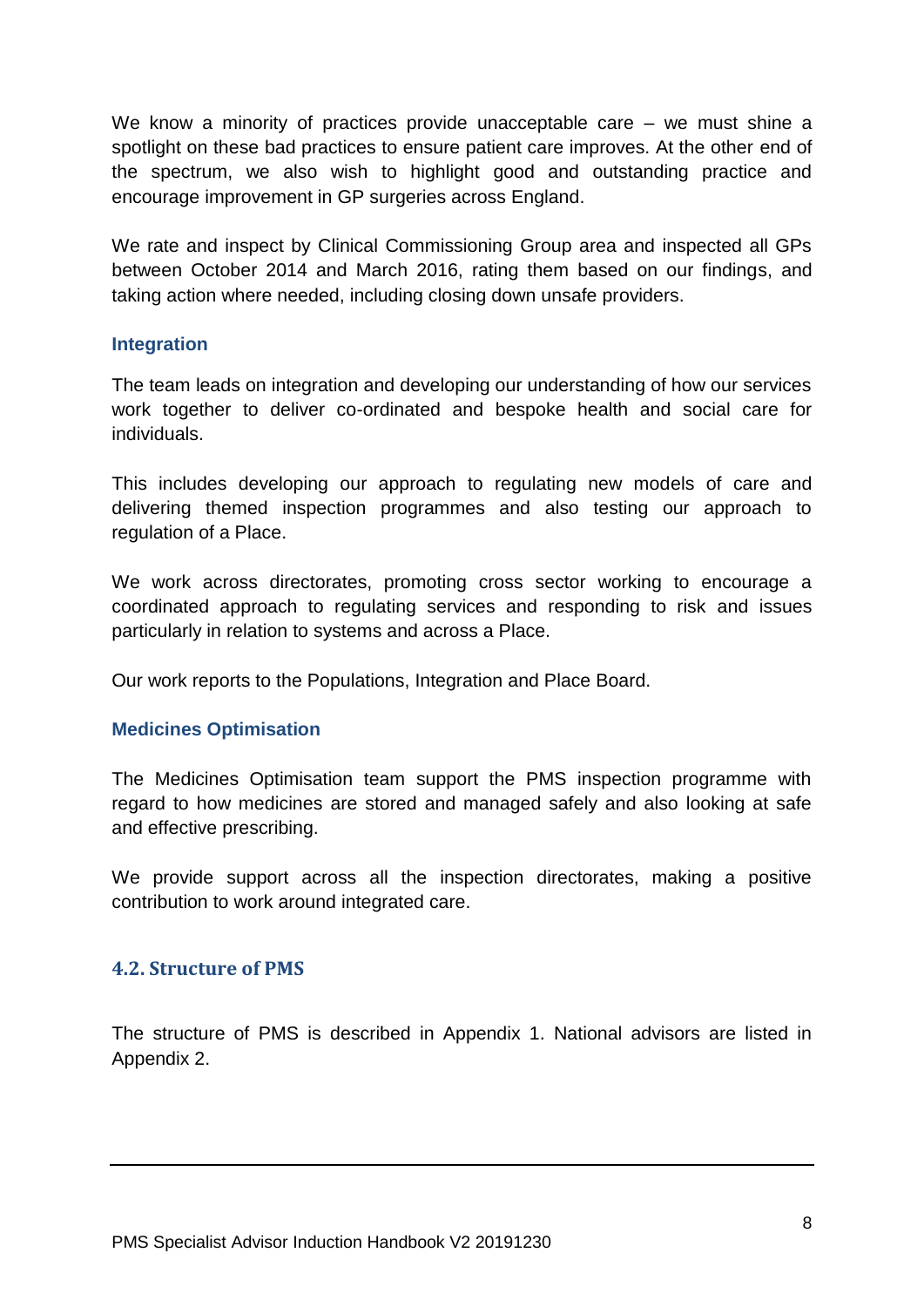We know a minority of practices provide unacceptable care – we must shine a spotlight on these bad practices to ensure patient care improves. At the other end of the spectrum, we also wish to highlight good and outstanding practice and encourage improvement in GP surgeries across England.

We rate and inspect by Clinical Commissioning Group area and inspected all GPs between October 2014 and March 2016, rating them based on our findings, and taking action where needed, including closing down unsafe providers.

### Integration

The team leads on integration and developing our understanding of how our services work together to deliver co-ordinated and bespoke health and social care for individuals.

This includes developing our approach to regulating new models of care and delivering themed inspection programmes and also testing our approach to regulation of a Place.

We work across directorates, promoting cross sector working to encourage a coordinated approach to regulating services and responding to risk and issues particularly in relation to systems and across a Place.

Our work reports to the Populations, Integration and Place Board.

### Medicines Optimisation

The Medicines Optimisation team support the PMS inspection programme with regard to how medicines are stored and managed safely and also looking at safe and effective prescribing.

We provide support across all the inspection directorates, making a positive contribution to work around integrated care.

## 4.2. Structure of PMS

The structure of PMS is described in Appendix 1. National advisors are listed in Appendix 2.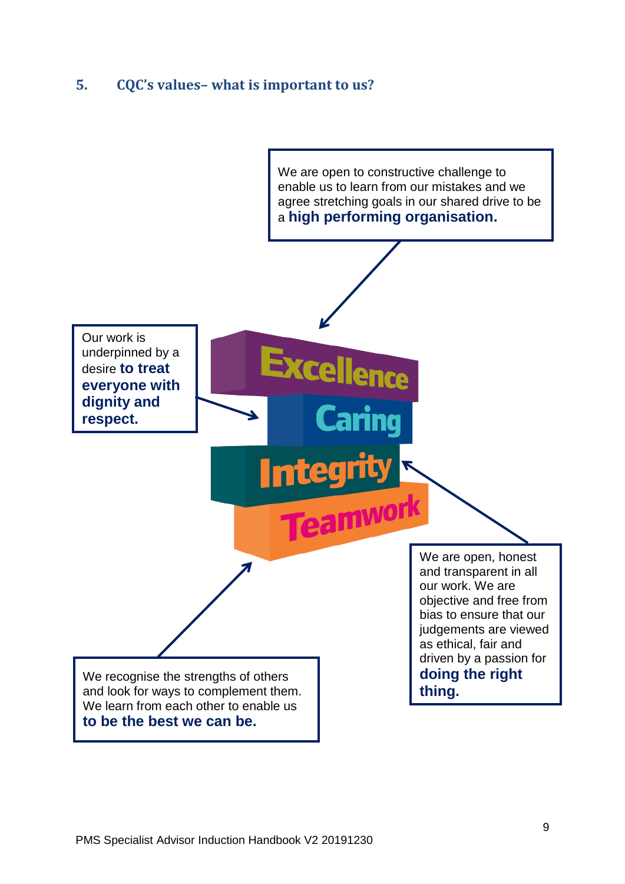## 5. CQC's values– what is important to us?

We are open to constructive challenge to enable us to learn from our mistakes and we agree stretching goals in our shared drive to be a **high performing organisation.**

Our work is underpinned by a desire **to treat everyone with dignity and respect.**

Excellence

Caring

Integrity

Teamwork

We are open, honest and transparent in all our work. We are objective and free from bias to ensure that our judgements are viewed as ethical, fair and driven by a passion for **doing the right thing.**

We recognise the strengths of others and look for ways to complement them. We learn from each other to enable us **to be the best we can be.**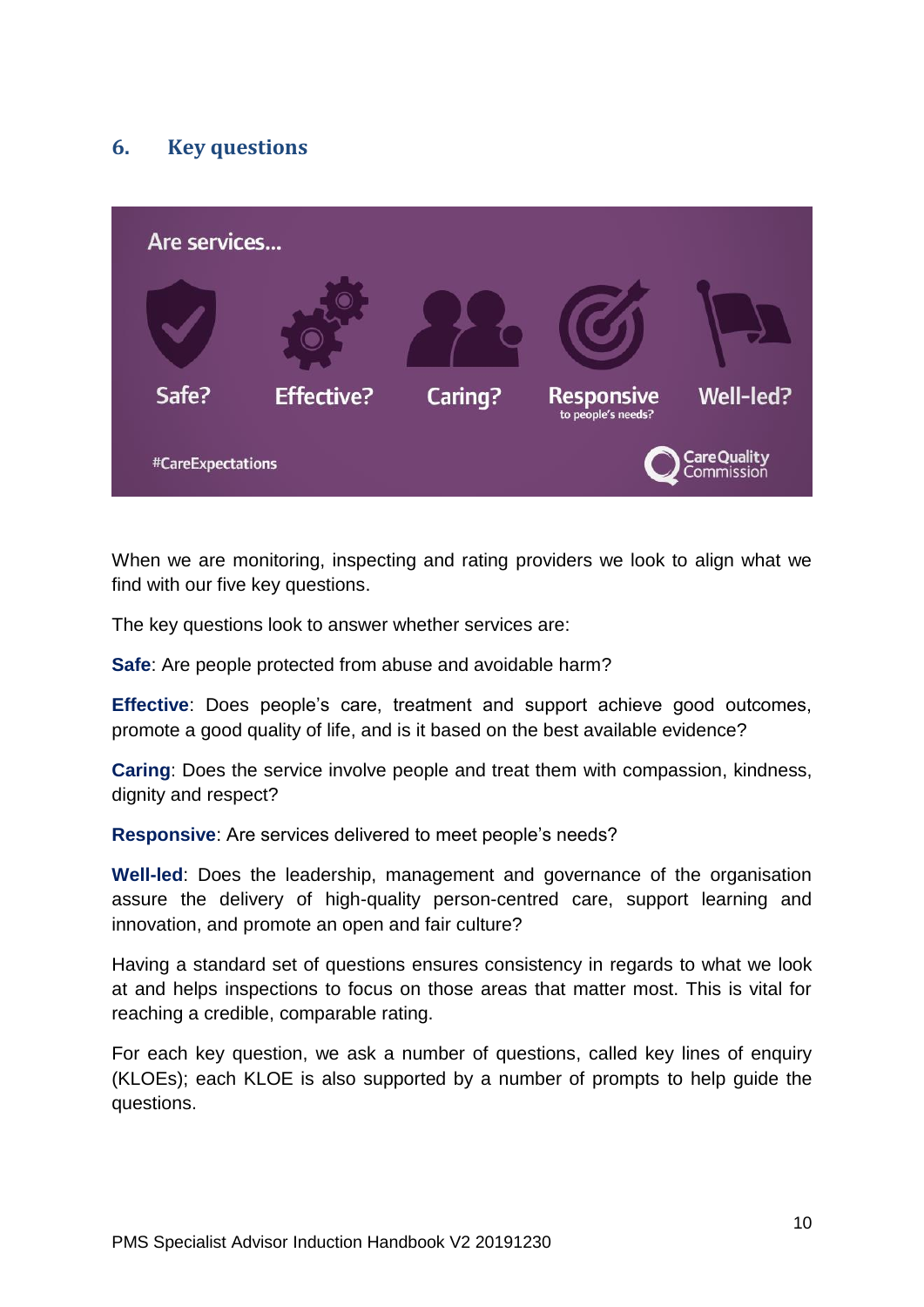## 6. Key questions

Are services...

Safe? Effective? Caring? Responsive to people's needs? Well-led?

#CareExpectations

Care Quality Commission

When we are monitoring, inspecting and rating providers we look to align what we find with our five key questions.

The key questions look to answer whether services are:

**Safe**: Are people protected from abuse and avoidable harm?

**Effective**: Does people's care, treatment and support achieve good outcomes, promote a good quality of life, and is it based on the best available evidence?

**Caring**: Does the service involve people and treat them with compassion, kindness, dignity and respect?

**Responsive**: Are services delivered to meet people's needs?

**Well-led**: Does the leadership, management and governance of the organisation assure the delivery of high-quality person-centred care, support learning and innovation, and promote an open and fair culture?

Having a standard set of questions ensures consistency in regards to what we look at and helps inspections to focus on those areas that matter most. This is vital for reaching a credible, comparable rating.

For each key question, we ask a number of questions, called key lines of enquiry (KLOEs); each KLOE is also supported by a number of prompts to help guide the questions.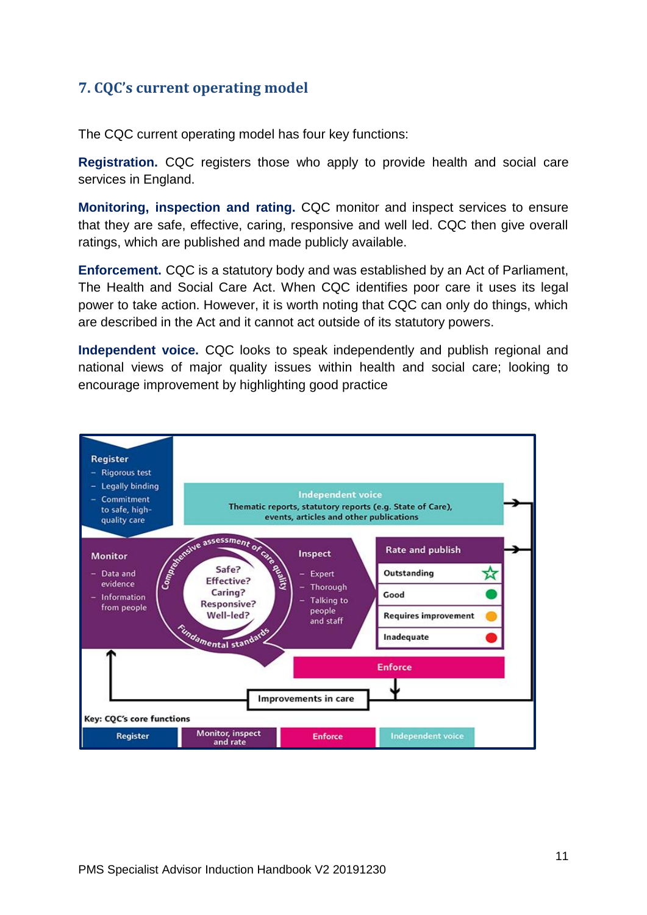## 7. CQC's current operating model

The CQC current operating model has four key functions:

**Registration.** CQC registers those who apply to provide health and social care services in England.

**Monitoring, inspection and rating.** CQC monitor and inspect services to ensure that they are safe, effective, caring, responsive and well led. CQC then give overall ratings, which are published and made publicly available.

**Enforcement.** CQC is a statutory body and was established by an Act of Parliament, The Health and Social Care Act. When CQC identifies poor care it uses its legal power to take action. However, it is worth noting that CQC can only do things, which are described in the Act and it cannot act outside of its statutory powers.

**Independent voice.** CQC looks to speak independently and publish regional and national views of major quality issues within health and social care; looking to encourage improvement by highlighting good practice

**Register**
- Rigorous test
- Legally binding
- Commitment to safe, high-quality care

**Independent voice**
Thematic reports, statutory reports (e.g. State of Care), events, articles and other publications

**Monitor**
- Data and evidence
- Information from people

Comprehensive assessment of care quality

Safe? Effective? Caring? Responsive? Well-led?

Fundamental standards

**Inspect**
- Expert
- Thorough
- Talking to people and staff

**Rate and publish**
- Outstanding
- Good
- Requires improvement
- Inadequate

**Enforce**

Improvements in care

Key: CQC's core functions

| Register | Monitor, inspect and rate | Enforce | Independent voice |
|---|---|---|---|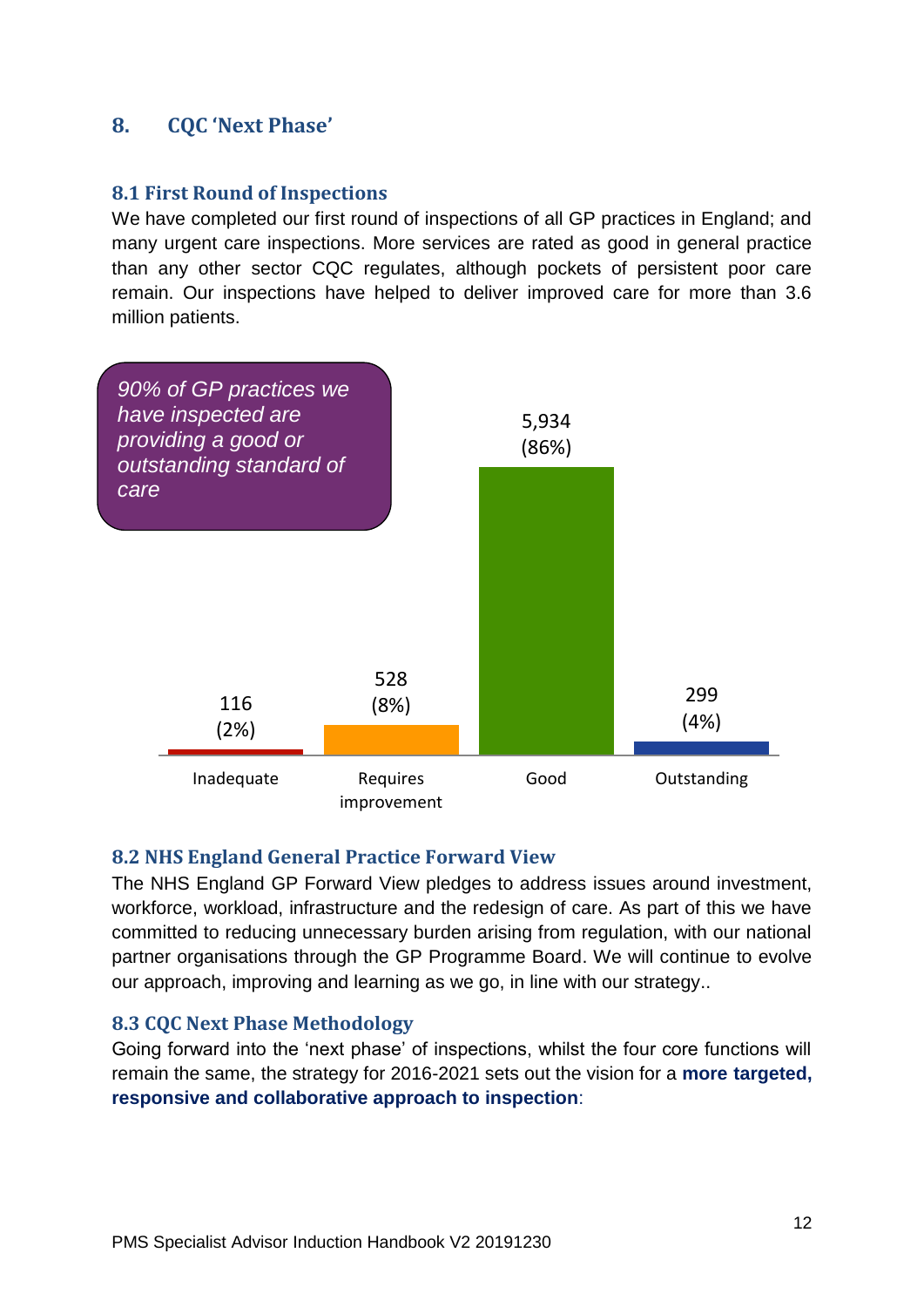## 8. CQC 'Next Phase'

### 8.1 First Round of Inspections

We have completed our first round of inspections of all GP practices in England; and many urgent care inspections. More services are rated as good in general practice than any other sector CQC regulates, although pockets of persistent poor care remain. Our inspections have helped to deliver improved care for more than 3.6 million patients.

*90% of GP practices we have inspected are providing a good or outstanding standard of care*

| Inadequate | Requires improvement | Good | Outstanding |
|---|---|---|---|
| 116 (2%) | 528 (8%) | 5,934 (86%) | 299 (4%) |

### 8.2 NHS England General Practice Forward View

The NHS England GP Forward View pledges to address issues around investment, workforce, workload, infrastructure and the redesign of care. As part of this we have committed to reducing unnecessary burden arising from regulation, with our national partner organisations through the GP Programme Board. We will continue to evolve our approach, improving and learning as we go, in line with our strategy..

### 8.3 CQC Next Phase Methodology

Going forward into the 'next phase' of inspections, whilst the four core functions will remain the same, the strategy for 2016-2021 sets out the vision for a **more targeted, responsive and collaborative approach to inspection**: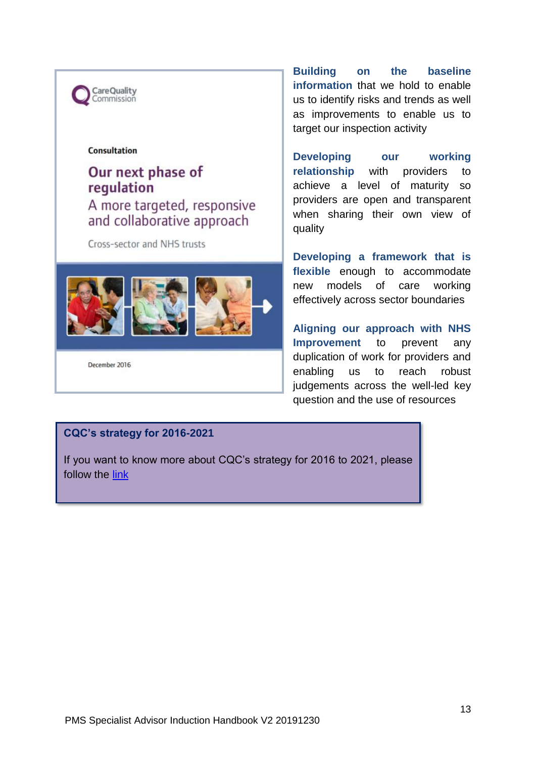Consultation

Our next phase of regulation

A more targeted, responsive and collaborative approach

Cross-sector and NHS trusts

December 2016

**Building on the baseline information** that we hold to enable us to identify risks and trends as well as improvements to enable us to target our inspection activity

**Developing our working relationship** with providers to achieve a level of maturity so providers are open and transparent when sharing their own view of quality

**Developing a framework that is flexible** enough to accommodate new models of care working effectively across sector boundaries

**Aligning our approach with NHS Improvement** to prevent any duplication of work for providers and enabling us to reach robust judgements across the well-led key question and the use of resources

**CQC's strategy for 2016-2021**

If you want to know more about CQC's strategy for 2016 to 2021, please follow the link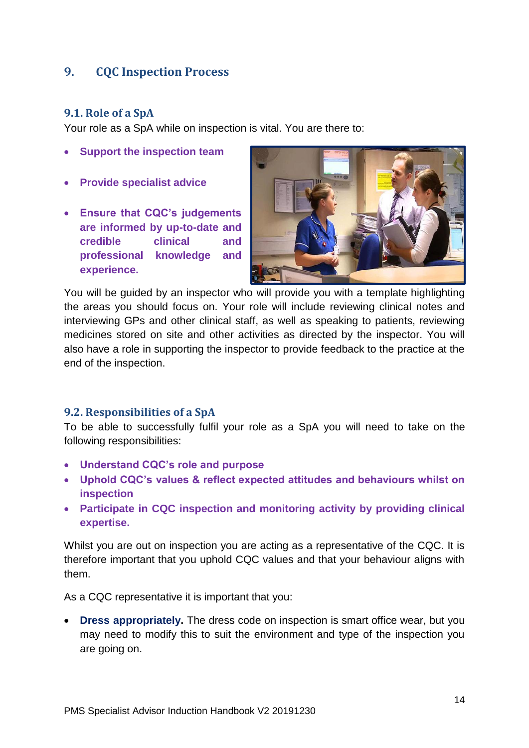## 9. CQC Inspection Process

### 9.1. Role of a SpA

Your role as a SpA while on inspection is vital. You are there to:

- **Support the inspection team**
- **Provide specialist advice**
- **Ensure that CQC's judgements are informed by up-to-date and credible clinical and professional knowledge and experience.**

You will be guided by an inspector who will provide you with a template highlighting the areas you should focus on. Your role will include reviewing clinical notes and interviewing GPs and other clinical staff, as well as speaking to patients, reviewing medicines stored on site and other activities as directed by the inspector. You will also have a role in supporting the inspector to provide feedback to the practice at the end of the inspection.

### 9.2. Responsibilities of a SpA

To be able to successfully fulfil your role as a SpA you will need to take on the following responsibilities:

- **Understand CQC's role and purpose**
- **Uphold CQC's values & reflect expected attitudes and behaviours whilst on inspection**
- **Participate in CQC inspection and monitoring activity by providing clinical expertise.**

Whilst you are out on inspection you are acting as a representative of the CQC. It is therefore important that you uphold CQC values and that your behaviour aligns with them.

As a CQC representative it is important that you:

- **Dress appropriately.** The dress code on inspection is smart office wear, but you may need to modify this to suit the environment and type of the inspection you are going on.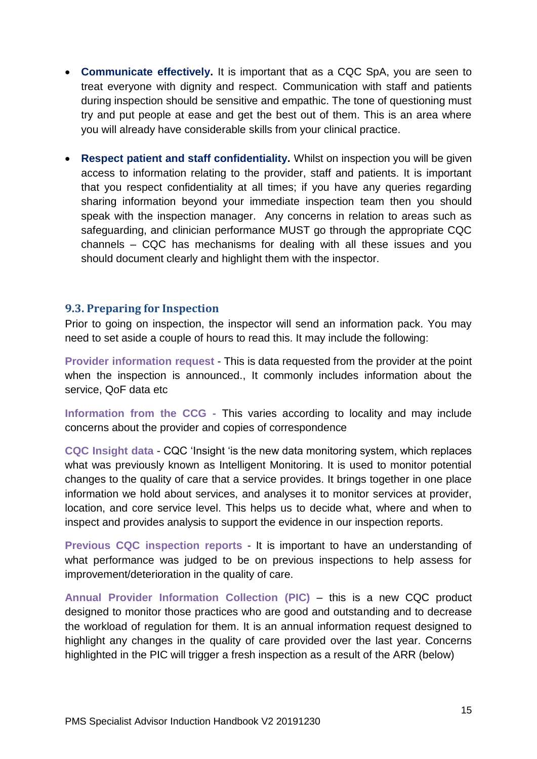- **Communicate effectively.** It is important that as a CQC SpA, you are seen to treat everyone with dignity and respect. Communication with staff and patients during inspection should be sensitive and empathic. The tone of questioning must try and put people at ease and get the best out of them. This is an area where you will already have considerable skills from your clinical practice.

- **Respect patient and staff confidentiality.** Whilst on inspection you will be given access to information relating to the provider, staff and patients. It is important that you respect confidentiality at all times; if you have any queries regarding sharing information beyond your immediate inspection team then you should speak with the inspection manager. Any concerns in relation to areas such as safeguarding, and clinician performance MUST go through the appropriate CQC channels – CQC has mechanisms for dealing with all these issues and you should document clearly and highlight them with the inspector.

### 9.3. Preparing for Inspection

Prior to going on inspection, the inspector will send an information pack. You may need to set aside a couple of hours to read this. It may include the following:

**Provider information request** - This is data requested from the provider at the point when the inspection is announced., It commonly includes information about the service, QoF data etc

**Information from the CCG** - This varies according to locality and may include concerns about the provider and copies of correspondence

**CQC Insight data** - CQC 'Insight 'is the new data monitoring system, which replaces what was previously known as Intelligent Monitoring. It is used to monitor potential changes to the quality of care that a service provides. It brings together in one place information we hold about services, and analyses it to monitor services at provider, location, and core service level. This helps us to decide what, where and when to inspect and provides analysis to support the evidence in our inspection reports.

**Previous CQC inspection reports** - It is important to have an understanding of what performance was judged to be on previous inspections to help assess for improvement/deterioration in the quality of care.

**Annual Provider Information Collection (PIC)** – this is a new CQC product designed to monitor those practices who are good and outstanding and to decrease the workload of regulation for them. It is an annual information request designed to highlight any changes in the quality of care provided over the last year. Concerns highlighted in the PIC will trigger a fresh inspection as a result of the ARR (below)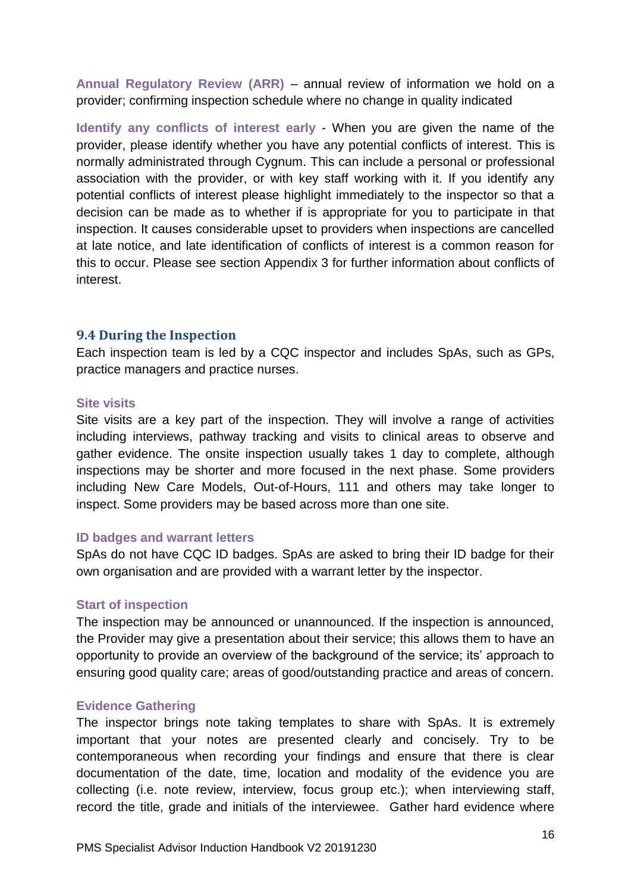**Annual Regulatory Review (ARR)** – annual review of information we hold on a provider; confirming inspection schedule where no change in quality indicated

**Identify any conflicts of interest early** - When you are given the name of the provider, please identify whether you have any potential conflicts of interest. This is normally administrated through Cygnum. This can include a personal or professional association with the provider, or with key staff working with it. If you identify any potential conflicts of interest please highlight immediately to the inspector so that a decision can be made as to whether if is appropriate for you to participate in that inspection. It causes considerable upset to providers when inspections are cancelled at late notice, and late identification of conflicts of interest is a common reason for this to occur. Please see section Appendix 3 for further information about conflicts of interest.

### 9.4 During the Inspection

Each inspection team is led by a CQC inspector and includes SpAs, such as GPs, practice managers and practice nurses.

**Site visits**

Site visits are a key part of the inspection. They will involve a range of activities including interviews, pathway tracking and visits to clinical areas to observe and gather evidence. The onsite inspection usually takes 1 day to complete, although inspections may be shorter and more focused in the next phase. Some providers including New Care Models, Out-of-Hours, 111 and others may take longer to inspect. Some providers may be based across more than one site.

**ID badges and warrant letters**

SpAs do not have CQC ID badges. SpAs are asked to bring their ID badge for their own organisation and are provided with a warrant letter by the inspector.

**Start of inspection**

The inspection may be announced or unannounced. If the inspection is announced, the Provider may give a presentation about their service; this allows them to have an opportunity to provide an overview of the background of the service; its' approach to ensuring good quality care; areas of good/outstanding practice and areas of concern.

**Evidence Gathering**

The inspector brings note taking templates to share with SpAs. It is extremely important that your notes are presented clearly and concisely. Try to be contemporaneous when recording your findings and ensure that there is clear documentation of the date, time, location and modality of the evidence you are collecting (i.e. note review, interview, focus group etc.); when interviewing staff, record the title, grade and initials of the interviewee. Gather hard evidence where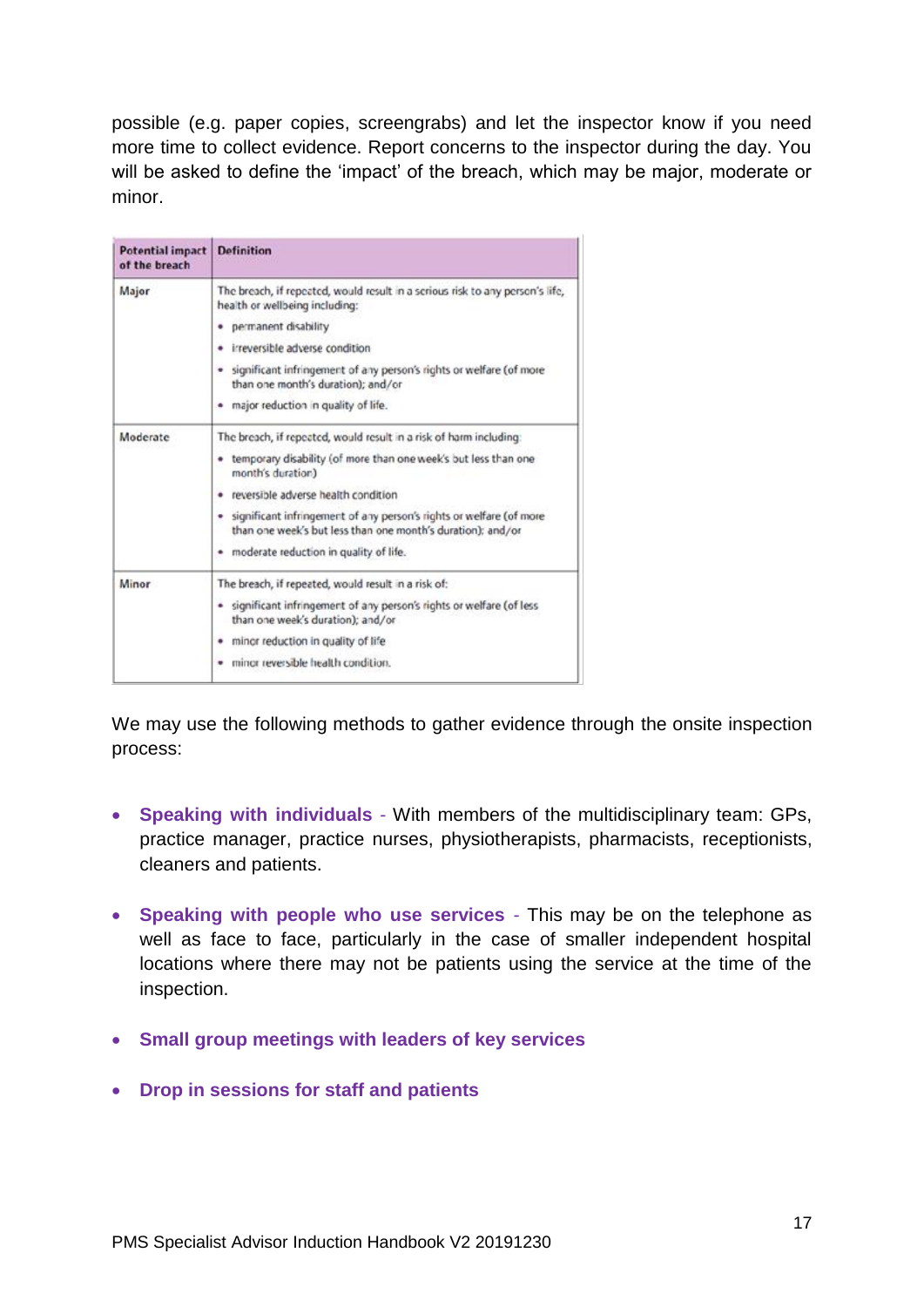possible (e.g. paper copies, screengrabs) and let the inspector know if you need more time to collect evidence. Report concerns to the inspector during the day. You will be asked to define the 'impact' of the breach, which may be major, moderate or minor.

| Potential impact of the breach | Definition |
|---|---|
| Major | The breach, if repeated, would result in a serious risk to any person's life, health or wellbeing including:<br>• permanent disability<br>• irreversible adverse condition<br>• significant infringement of any person's rights or welfare (of more than one month's duration); and/or<br>• major reduction in quality of life. |
| Moderate | The breach, if repeated, would result in a risk of harm including:<br>• temporary disability (of more than one week's but less than one month's duration)<br>• reversible adverse health condition<br>• significant infringement of any person's rights or welfare (of more than one week's but less than one month's duration); and/or<br>• moderate reduction in quality of life. |
| Minor | The breach, if repeated, would result in a risk of:<br>• significant infringement of any person's rights or welfare (of less than one week's duration); and/or<br>• minor reduction in quality of life<br>• minor reversible health condition. |

We may use the following methods to gather evidence through the onsite inspection process:

- **Speaking with individuals** - With members of the multidisciplinary team: GPs, practice manager, practice nurses, physiotherapists, pharmacists, receptionists, cleaners and patients.
- **Speaking with people who use services** - This may be on the telephone as well as face to face, particularly in the case of smaller independent hospital locations where there may not be patients using the service at the time of the inspection.
- **Small group meetings with leaders of key services**
- **Drop in sessions for staff and patients**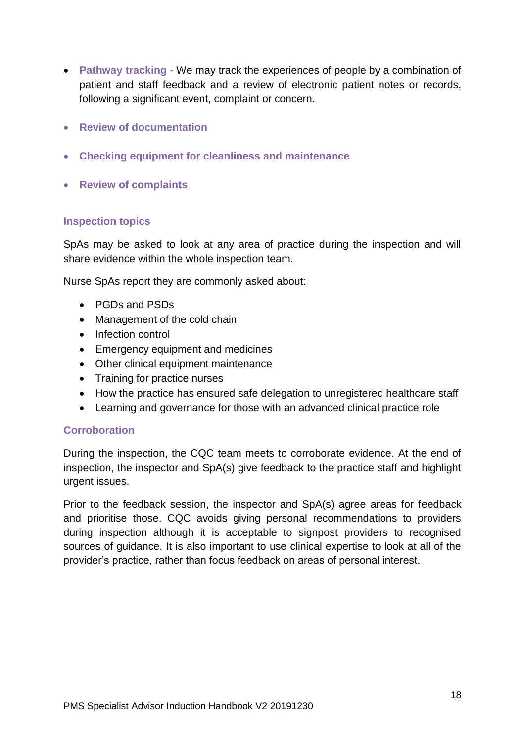- **Pathway tracking** - We may track the experiences of people by a combination of patient and staff feedback and a review of electronic patient notes or records, following a significant event, complaint or concern.
- **Review of documentation**
- **Checking equipment for cleanliness and maintenance**
- **Review of complaints**

### Inspection topics

SpAs may be asked to look at any area of practice during the inspection and will share evidence within the whole inspection team.

Nurse SpAs report they are commonly asked about:

- PGDs and PSDs
- Management of the cold chain
- Infection control
- Emergency equipment and medicines
- Other clinical equipment maintenance
- Training for practice nurses
- How the practice has ensured safe delegation to unregistered healthcare staff
- Learning and governance for those with an advanced clinical practice role

### Corroboration

During the inspection, the CQC team meets to corroborate evidence. At the end of inspection, the inspector and SpA(s) give feedback to the practice staff and highlight urgent issues.

Prior to the feedback session, the inspector and SpA(s) agree areas for feedback and prioritise those. CQC avoids giving personal recommendations to providers during inspection although it is acceptable to signpost providers to recognised sources of guidance. It is also important to use clinical expertise to look at all of the provider's practice, rather than focus feedback on areas of personal interest.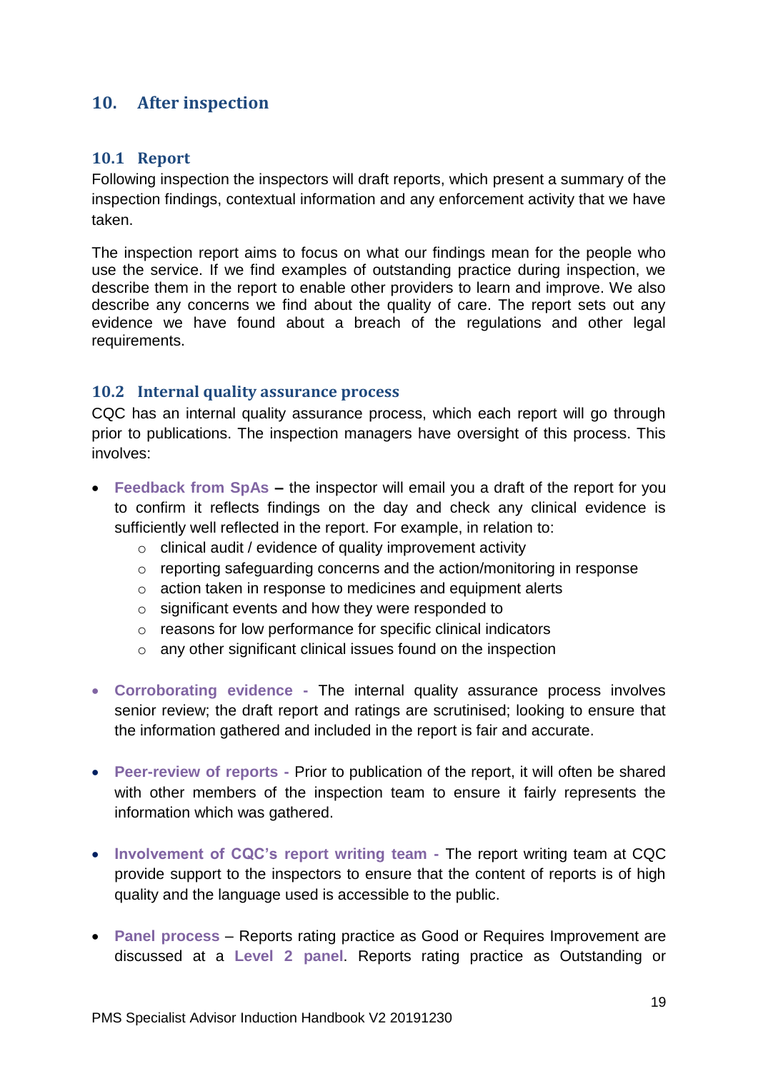## 10. After inspection

### 10.1 Report

Following inspection the inspectors will draft reports, which present a summary of the inspection findings, contextual information and any enforcement activity that we have taken.

The inspection report aims to focus on what our findings mean for the people who use the service. If we find examples of outstanding practice during inspection, we describe them in the report to enable other providers to learn and improve. We also describe any concerns we find about the quality of care. The report sets out any evidence we have found about a breach of the regulations and other legal requirements.

### 10.2 Internal quality assurance process

CQC has an internal quality assurance process, which each report will go through prior to publications. The inspection managers have oversight of this process. This involves:

- **Feedback from SpAs –** the inspector will email you a draft of the report for you to confirm it reflects findings on the day and check any clinical evidence is sufficiently well reflected in the report. For example, in relation to:
  - clinical audit / evidence of quality improvement activity
  - reporting safeguarding concerns and the action/monitoring in response
  - action taken in response to medicines and equipment alerts
  - significant events and how they were responded to
  - reasons for low performance for specific clinical indicators
  - any other significant clinical issues found on the inspection

- **Corroborating evidence -** The internal quality assurance process involves senior review; the draft report and ratings are scrutinised; looking to ensure that the information gathered and included in the report is fair and accurate.

- **Peer-review of reports -** Prior to publication of the report, it will often be shared with other members of the inspection team to ensure it fairly represents the information which was gathered.

- **Involvement of CQC's report writing team -** The report writing team at CQC provide support to the inspectors to ensure that the content of reports is of high quality and the language used is accessible to the public.

- **Panel process** – Reports rating practice as Good or Requires Improvement are discussed at a **Level 2 panel**. Reports rating practice as Outstanding or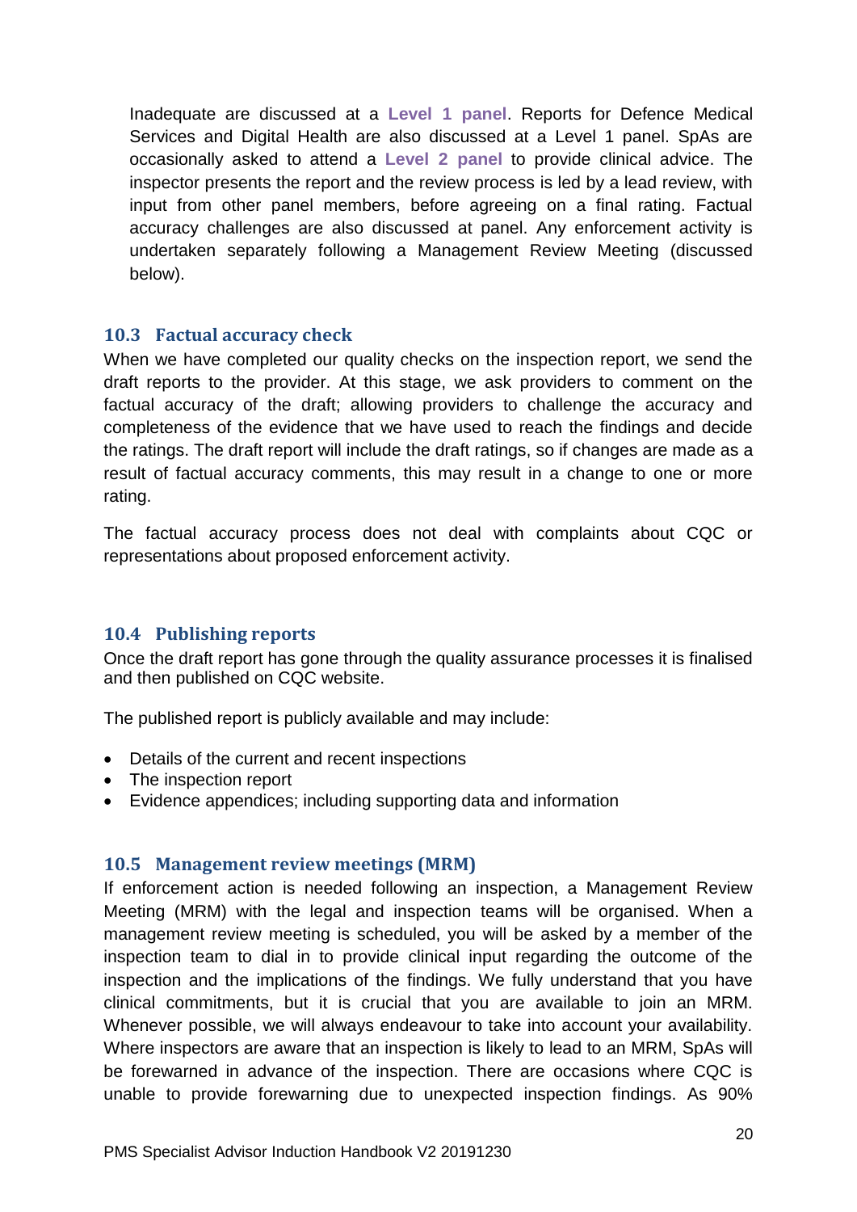Inadequate are discussed at a **Level 1 panel**. Reports for Defence Medical Services and Digital Health are also discussed at a Level 1 panel. SpAs are occasionally asked to attend a **Level 2 panel** to provide clinical advice. The inspector presents the report and the review process is led by a lead review, with input from other panel members, before agreeing on a final rating. Factual accuracy challenges are also discussed at panel. Any enforcement activity is undertaken separately following a Management Review Meeting (discussed below).

### 10.3 Factual accuracy check

When we have completed our quality checks on the inspection report, we send the draft reports to the provider. At this stage, we ask providers to comment on the factual accuracy of the draft; allowing providers to challenge the accuracy and completeness of the evidence that we have used to reach the findings and decide the ratings. The draft report will include the draft ratings, so if changes are made as a result of factual accuracy comments, this may result in a change to one or more rating.

The factual accuracy process does not deal with complaints about CQC or representations about proposed enforcement activity.

### 10.4 Publishing reports

Once the draft report has gone through the quality assurance processes it is finalised and then published on CQC website.

The published report is publicly available and may include:

- Details of the current and recent inspections
- The inspection report
- Evidence appendices; including supporting data and information

### 10.5 Management review meetings (MRM)

If enforcement action is needed following an inspection, a Management Review Meeting (MRM) with the legal and inspection teams will be organised. When a management review meeting is scheduled, you will be asked by a member of the inspection team to dial in to provide clinical input regarding the outcome of the inspection and the implications of the findings. We fully understand that you have clinical commitments, but it is crucial that you are available to join an MRM. Whenever possible, we will always endeavour to take into account your availability. Where inspectors are aware that an inspection is likely to lead to an MRM, SpAs will be forewarned in advance of the inspection. There are occasions where CQC is unable to provide forewarning due to unexpected inspection findings. As 90%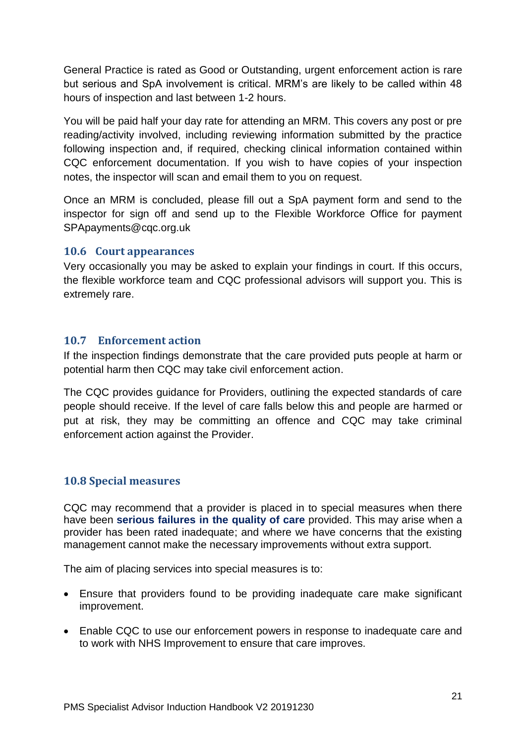General Practice is rated as Good or Outstanding, urgent enforcement action is rare but serious and SpA involvement is critical. MRM's are likely to be called within 48 hours of inspection and last between 1-2 hours.

You will be paid half your day rate for attending an MRM. This covers any post or pre reading/activity involved, including reviewing information submitted by the practice following inspection and, if required, checking clinical information contained within CQC enforcement documentation. If you wish to have copies of your inspection notes, the inspector will scan and email them to you on request.

Once an MRM is concluded, please fill out a SpA payment form and send to the inspector for sign off and send up to the Flexible Workforce Office for payment SPApayments@cqc.org.uk

### 10.6 Court appearances

Very occasionally you may be asked to explain your findings in court. If this occurs, the flexible workforce team and CQC professional advisors will support you. This is extremely rare.

### 10.7 Enforcement action

If the inspection findings demonstrate that the care provided puts people at harm or potential harm then CQC may take civil enforcement action.

The CQC provides guidance for Providers, outlining the expected standards of care people should receive. If the level of care falls below this and people are harmed or put at risk, they may be committing an offence and CQC may take criminal enforcement action against the Provider.

### 10.8 Special measures

CQC may recommend that a provider is placed in to special measures when there have been **serious failures in the quality of care** provided. This may arise when a provider has been rated inadequate; and where we have concerns that the existing management cannot make the necessary improvements without extra support.

The aim of placing services into special measures is to:

- Ensure that providers found to be providing inadequate care make significant improvement.
- Enable CQC to use our enforcement powers in response to inadequate care and to work with NHS Improvement to ensure that care improves.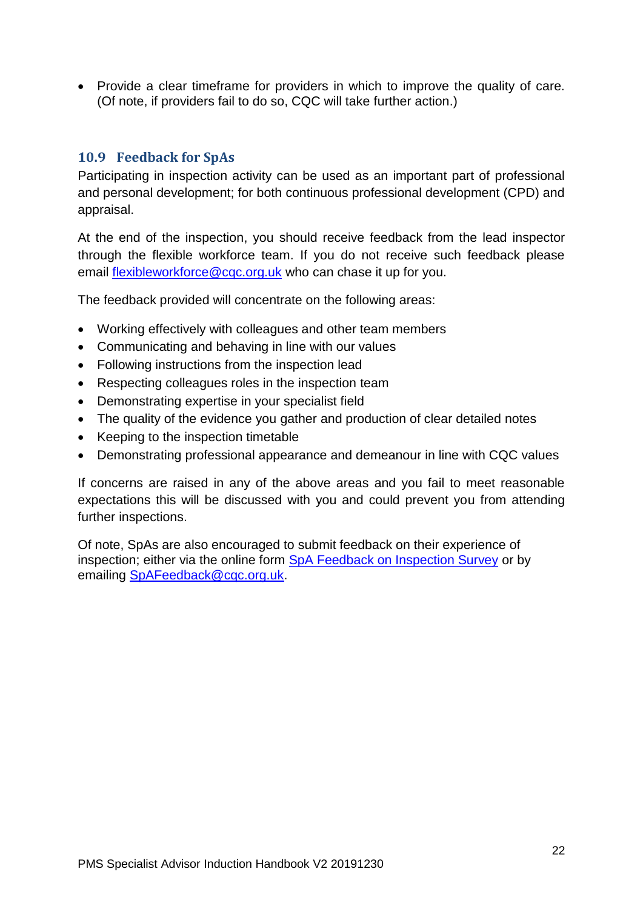- Provide a clear timeframe for providers in which to improve the quality of care. (Of note, if providers fail to do so, CQC will take further action.)

## 10.9 Feedback for SpAs

Participating in inspection activity can be used as an important part of professional and personal development; for both continuous professional development (CPD) and appraisal.

At the end of the inspection, you should receive feedback from the lead inspector through the flexible workforce team. If you do not receive such feedback please email [flexibleworkforce@cqc.org.uk](mailto:flexibleworkforce@cqc.org.uk) who can chase it up for you.

The feedback provided will concentrate on the following areas:

- Working effectively with colleagues and other team members
- Communicating and behaving in line with our values
- Following instructions from the inspection lead
- Respecting colleagues roles in the inspection team
- Demonstrating expertise in your specialist field
- The quality of the evidence you gather and production of clear detailed notes
- Keeping to the inspection timetable
- Demonstrating professional appearance and demeanour in line with CQC values

If concerns are raised in any of the above areas and you fail to meet reasonable expectations this will be discussed with you and could prevent you from attending further inspections.

Of note, SpAs are also encouraged to submit feedback on their experience of inspection; either via the online form SpA Feedback on Inspection Survey or by emailing [SpAFeedback@cqc.org.uk](mailto:SpAFeedback@cqc.org.uk).

PMS Specialist Advisor Induction Handbook V2 20191230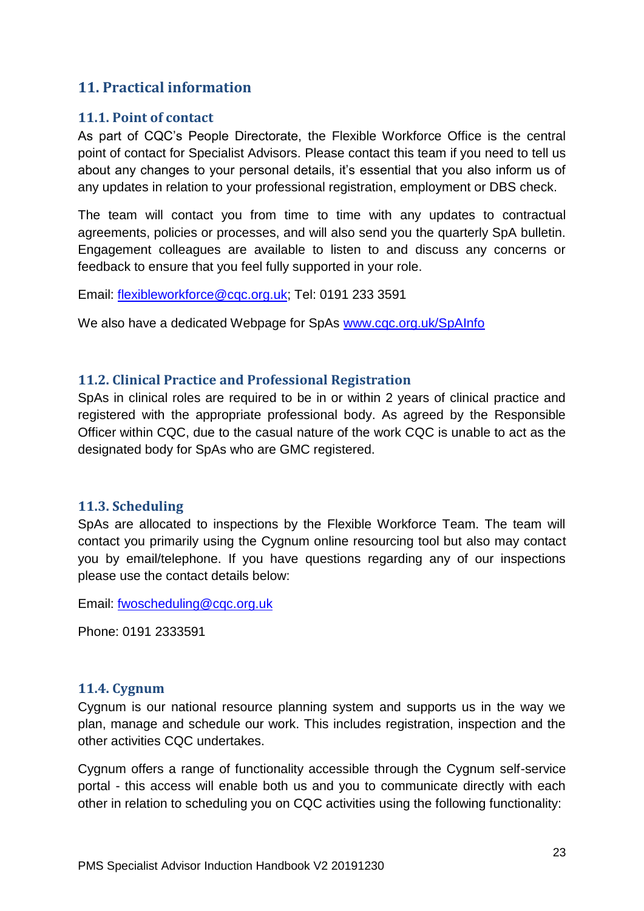## 11. Practical information

### 11.1. Point of contact

As part of CQC's People Directorate, the Flexible Workforce Office is the central point of contact for Specialist Advisors. Please contact this team if you need to tell us about any changes to your personal details, it's essential that you also inform us of any updates in relation to your professional registration, employment or DBS check.

The team will contact you from time to time with any updates to contractual agreements, policies or processes, and will also send you the quarterly SpA bulletin. Engagement colleagues are available to listen to and discuss any concerns or feedback to ensure that you feel fully supported in your role.

Email: flexibleworkforce@cqc.org.uk; Tel: 0191 233 3591

We also have a dedicated Webpage for SpAs www.cqc.org.uk/SpAInfo

### 11.2. Clinical Practice and Professional Registration

SpAs in clinical roles are required to be in or within 2 years of clinical practice and registered with the appropriate professional body. As agreed by the Responsible Officer within CQC, due to the casual nature of the work CQC is unable to act as the designated body for SpAs who are GMC registered.

### 11.3. Scheduling

SpAs are allocated to inspections by the Flexible Workforce Team. The team will contact you primarily using the Cygnum online resourcing tool but also may contact you by email/telephone. If you have questions regarding any of our inspections please use the contact details below:

Email: fwoscheduling@cqc.org.uk

Phone: 0191 2333591

### 11.4. Cygnum

Cygnum is our national resource planning system and supports us in the way we plan, manage and schedule our work. This includes registration, inspection and the other activities CQC undertakes.

Cygnum offers a range of functionality accessible through the Cygnum self-service portal - this access will enable both us and you to communicate directly with each other in relation to scheduling you on CQC activities using the following functionality: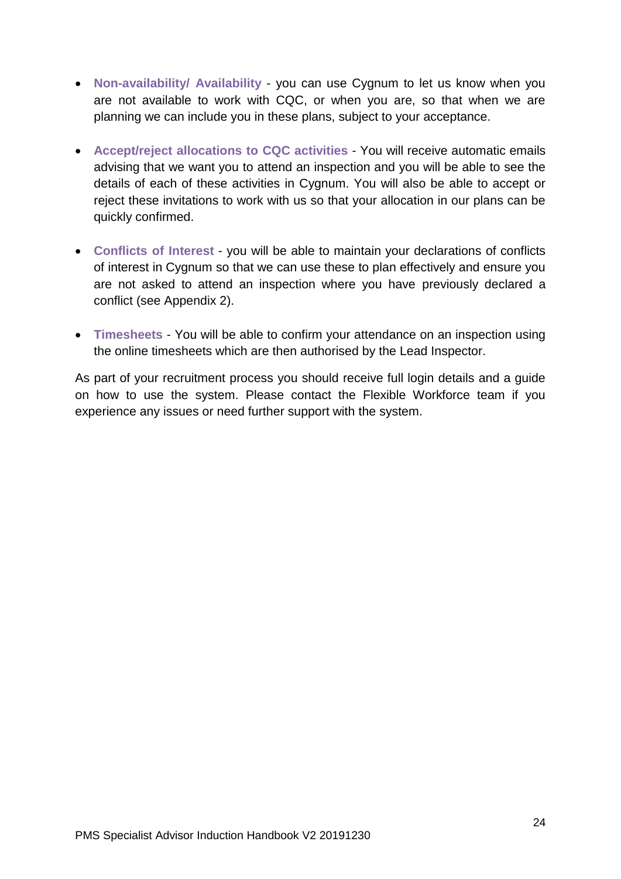- **Non-availability/ Availability** - you can use Cygnum to let us know when you are not available to work with CQC, or when you are, so that when we are planning we can include you in these plans, subject to your acceptance.

- **Accept/reject allocations to CQC activities** - You will receive automatic emails advising that we want you to attend an inspection and you will be able to see the details of each of these activities in Cygnum. You will also be able to accept or reject these invitations to work with us so that your allocation in our plans can be quickly confirmed.

- **Conflicts of Interest** - you will be able to maintain your declarations of conflicts of interest in Cygnum so that we can use these to plan effectively and ensure you are not asked to attend an inspection where you have previously declared a conflict (see Appendix 2).

- **Timesheets** - You will be able to confirm your attendance on an inspection using the online timesheets which are then authorised by the Lead Inspector.

As part of your recruitment process you should receive full login details and a guide on how to use the system. Please contact the Flexible Workforce team if you experience any issues or need further support with the system.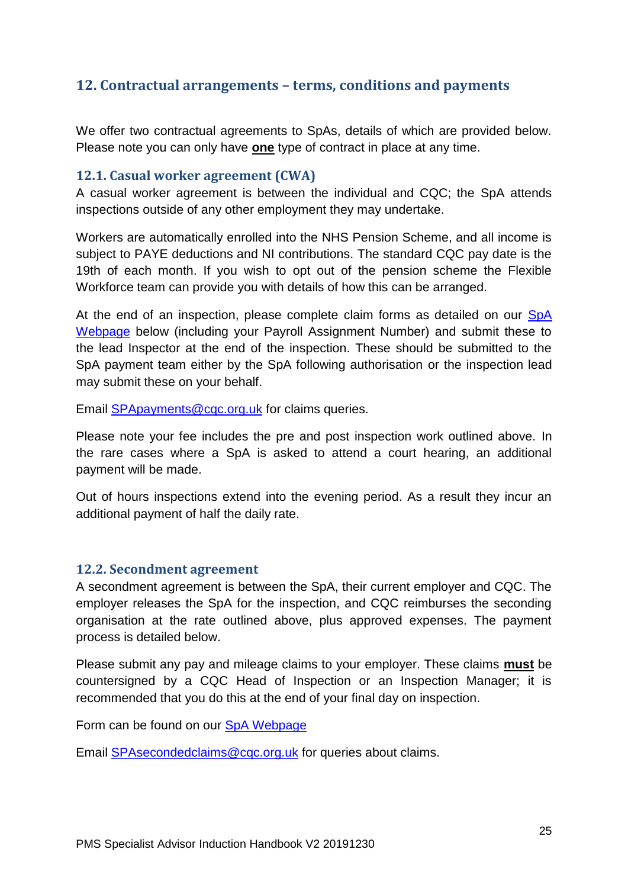## 12. Contractual arrangements – terms, conditions and payments

We offer two contractual agreements to SpAs, details of which are provided below. Please note you can only have **one** type of contract in place at any time.

### 12.1. Casual worker agreement (CWA)

A casual worker agreement is between the individual and CQC; the SpA attends inspections outside of any other employment they may undertake.

Workers are automatically enrolled into the NHS Pension Scheme, and all income is subject to PAYE deductions and NI contributions. The standard CQC pay date is the 19th of each month. If you wish to opt out of the pension scheme the Flexible Workforce team can provide you with details of how this can be arranged.

At the end of an inspection, please complete claim forms as detailed on our SpA Webpage below (including your Payroll Assignment Number) and submit these to the lead Inspector at the end of the inspection. These should be submitted to the SpA payment team either by the SpA following authorisation or the inspection lead may submit these on your behalf.

Email SPApayments@cqc.org.uk for claims queries.

Please note your fee includes the pre and post inspection work outlined above. In the rare cases where a SpA is asked to attend a court hearing, an additional payment will be made.

Out of hours inspections extend into the evening period. As a result they incur an additional payment of half the daily rate.

### 12.2. Secondment agreement

A secondment agreement is between the SpA, their current employer and CQC. The employer releases the SpA for the inspection, and CQC reimburses the seconding organisation at the rate outlined above, plus approved expenses. The payment process is detailed below.

Please submit any pay and mileage claims to your employer. These claims **must** be countersigned by a CQC Head of Inspection or an Inspection Manager; it is recommended that you do this at the end of your final day on inspection.

Form can be found on our SpA Webpage

Email SPAsecondedclaims@cqc.org.uk for queries about claims.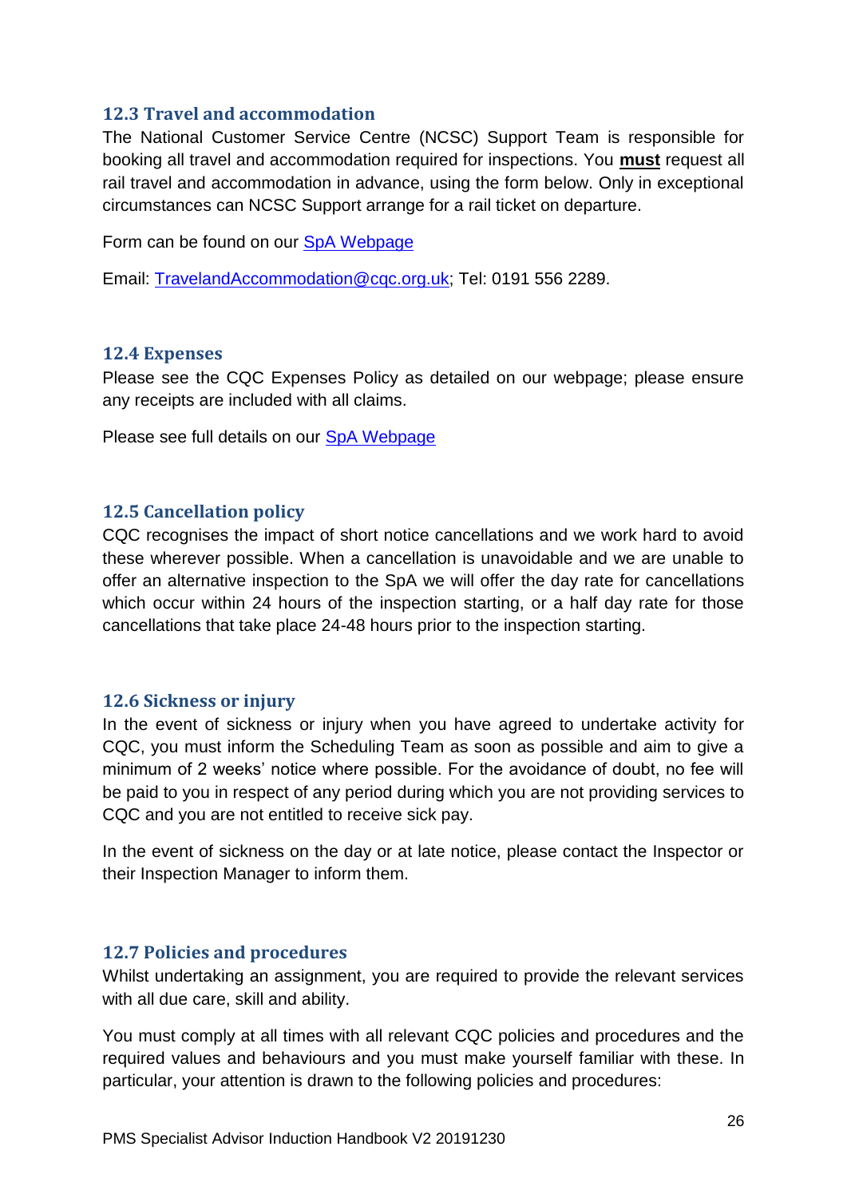### 12.3 Travel and accommodation

The National Customer Service Centre (NCSC) Support Team is responsible for booking all travel and accommodation required for inspections. You **must** request all rail travel and accommodation in advance, using the form below. Only in exceptional circumstances can NCSC Support arrange for a rail ticket on departure.

Form can be found on our SpA Webpage

Email: TravelandAccommodation@cqc.org.uk; Tel: 0191 556 2289.

### 12.4 Expenses

Please see the CQC Expenses Policy as detailed on our webpage; please ensure any receipts are included with all claims.

Please see full details on our SpA Webpage

### 12.5 Cancellation policy

CQC recognises the impact of short notice cancellations and we work hard to avoid these wherever possible. When a cancellation is unavoidable and we are unable to offer an alternative inspection to the SpA we will offer the day rate for cancellations which occur within 24 hours of the inspection starting, or a half day rate for those cancellations that take place 24-48 hours prior to the inspection starting.

### 12.6 Sickness or injury

In the event of sickness or injury when you have agreed to undertake activity for CQC, you must inform the Scheduling Team as soon as possible and aim to give a minimum of 2 weeks' notice where possible. For the avoidance of doubt, no fee will be paid to you in respect of any period during which you are not providing services to CQC and you are not entitled to receive sick pay.

In the event of sickness on the day or at late notice, please contact the Inspector or their Inspection Manager to inform them.

### 12.7 Policies and procedures

Whilst undertaking an assignment, you are required to provide the relevant services with all due care, skill and ability.

You must comply at all times with all relevant CQC policies and procedures and the required values and behaviours and you must make yourself familiar with these. In particular, your attention is drawn to the following policies and procedures: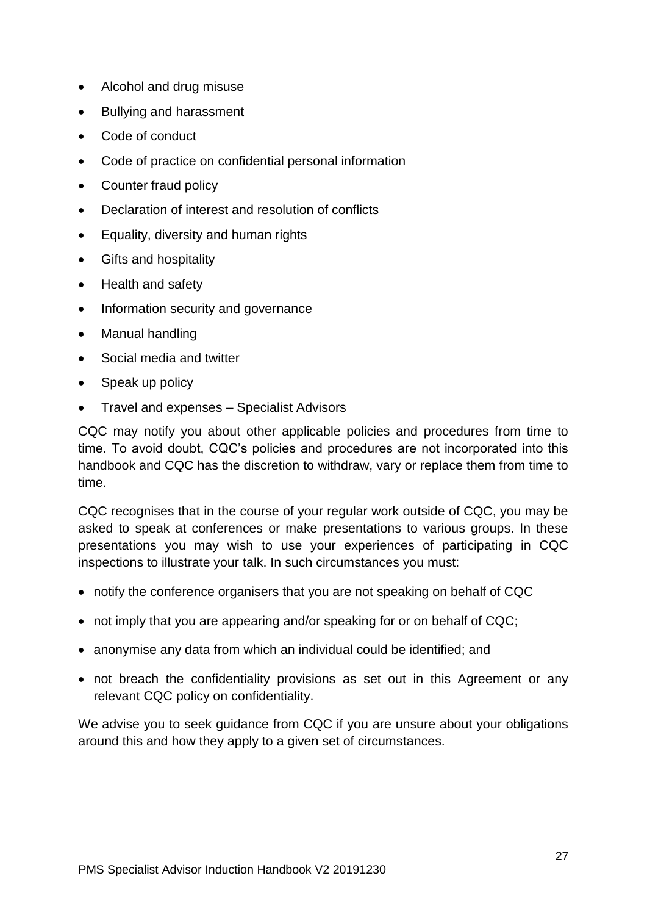- Alcohol and drug misuse
- Bullying and harassment
- Code of conduct
- Code of practice on confidential personal information
- Counter fraud policy
- Declaration of interest and resolution of conflicts
- Equality, diversity and human rights
- Gifts and hospitality
- Health and safety
- Information security and governance
- Manual handling
- Social media and twitter
- Speak up policy
- Travel and expenses – Specialist Advisors

CQC may notify you about other applicable policies and procedures from time to time. To avoid doubt, CQC's policies and procedures are not incorporated into this handbook and CQC has the discretion to withdraw, vary or replace them from time to time.

CQC recognises that in the course of your regular work outside of CQC, you may be asked to speak at conferences or make presentations to various groups. In these presentations you may wish to use your experiences of participating in CQC inspections to illustrate your talk. In such circumstances you must:

- notify the conference organisers that you are not speaking on behalf of CQC
- not imply that you are appearing and/or speaking for or on behalf of CQC;
- anonymise any data from which an individual could be identified; and
- not breach the confidentiality provisions as set out in this Agreement or any relevant CQC policy on confidentiality.

We advise you to seek guidance from CQC if you are unsure about your obligations around this and how they apply to a given set of circumstances.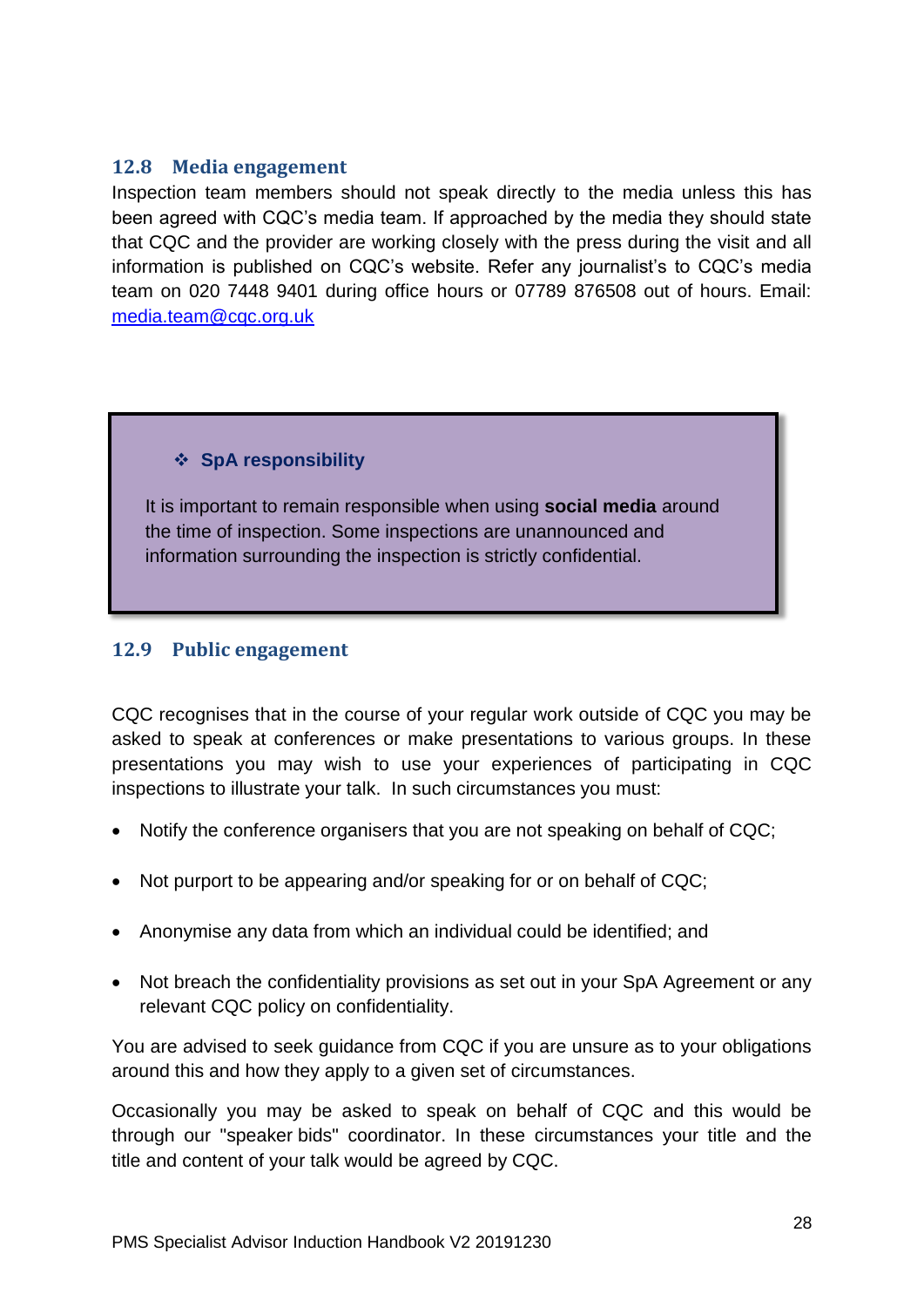## 12.8 Media engagement

Inspection team members should not speak directly to the media unless this has been agreed with CQC's media team. If approached by the media they should state that CQC and the provider are working closely with the press during the visit and all information is published on CQC's website. Refer any journalist's to CQC's media team on 020 7448 9401 during office hours or 07789 876508 out of hours. Email: [media.team@cqc.org.uk](mailto:media.team@cqc.org.uk)

> ❖ **SpA responsibility**
>
> It is important to remain responsible when using **social media** around the time of inspection. Some inspections are unannounced and information surrounding the inspection is strictly confidential.

## 12.9 Public engagement

CQC recognises that in the course of your regular work outside of CQC you may be asked to speak at conferences or make presentations to various groups. In these presentations you may wish to use your experiences of participating in CQC inspections to illustrate your talk. In such circumstances you must:

- Notify the conference organisers that you are not speaking on behalf of CQC;
- Not purport to be appearing and/or speaking for or on behalf of CQC;
- Anonymise any data from which an individual could be identified; and
- Not breach the confidentiality provisions as set out in your SpA Agreement or any relevant CQC policy on confidentiality.

You are advised to seek guidance from CQC if you are unsure as to your obligations around this and how they apply to a given set of circumstances.

Occasionally you may be asked to speak on behalf of CQC and this would be through our "speaker bids" coordinator. In these circumstances your title and the title and content of your talk would be agreed by CQC.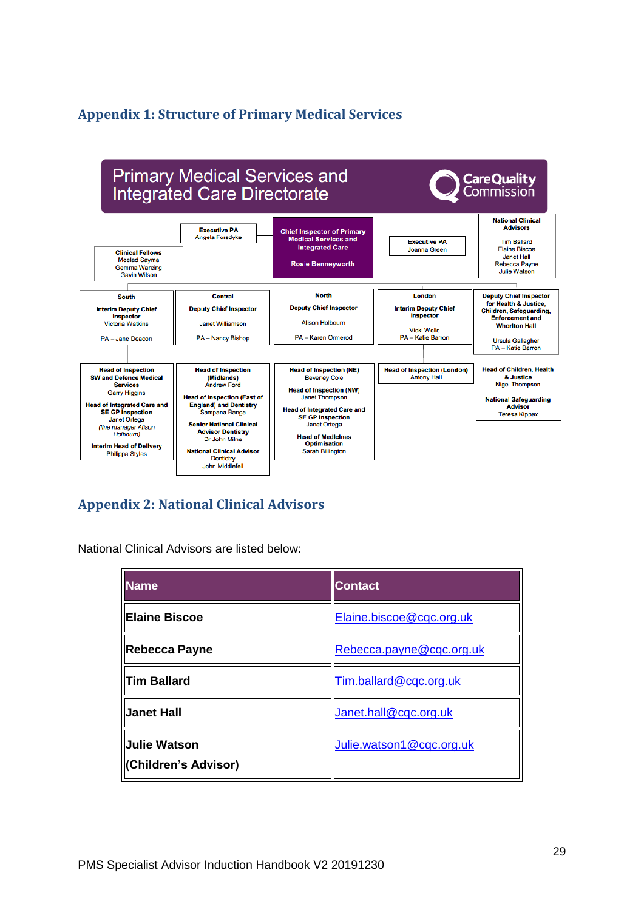## Appendix 1: Structure of Primary Medical Services

**Primary Medical Services and Integrated Care Directorate**

CareQuality Commission

**Chief Inspector of Primary Medical Services and Integrated Care**
Rosie Benneyworth

**Executive PA**
Angela Forsdyke

**Executive PA**
Joanna Green

**Clinical Fellows**
Meeled Sayma
Gemma Wareing
Gavin Wilson

**National Clinical Advisors**
Tim Ballard
Elaine Biscoe
Janet Hall
Rebecca Payne
Julie Watson

**South**
**Interim Deputy Chief Inspector**
Victoria Watkins
PA – Jane Deacon

**Central**
**Deputy Chief Inspector**
Janet Williamson
PA – Nancy Bishop

**North**
**Deputy Chief Inspector**
Alison Holbourn
PA – Karen Ormerod

**London**
**Interim Deputy Chief Inspector**
Vicki Wells
PA – Katie Barron

**Deputy Chief Inspector for Health & Justice, Children, Safeguarding, Enforcement and Whorlton Hall**
Ursula Gallagher
PA – Katie Barron

South:
- **Head of Inspection SW and Defence Medical Services** – Garry Higgins
- **Head of Integrated Care and SE GP Inspection** – Janet Ortega *(line manager Alison Holbourn)*
- **Interim Head of Delivery** – Philippa Styles

Central:
- **Head of Inspection (Midlands)** – Andrew Ford
- **Head of Inspection (East of England) and Dentistry** – Sampana Banga
- **Senior National Clinical Advisor Dentistry** – Dr John Milne
- **National Clinical Advisor Dentistry** – John Middlefell

North:
- **Head of Inspection (NE)** – Beverley Cole
- **Head of Inspection (NW)** – Janet Thompson
- **Head of Integrated Care and SE GP Inspection** – Janet Ortega
- **Head of Medicines Optimisation** – Sarah Billington

London:
- **Head of Inspection (London)** – Antony Hall

Health & Justice:
- **Head of Children, Health & Justice** – Nigel Thompson
- **National Safeguarding Advisor** – Teresa Kippax

## Appendix 2: National Clinical Advisors

National Clinical Advisors are listed below:

| Name | Contact |
|---|---|
| **Elaine Biscoe** | Elaine.biscoe@cqc.org.uk |
| **Rebecca Payne** | Rebecca.payne@cqc.org.uk |
| **Tim Ballard** | Tim.ballard@cqc.org.uk |
| **Janet Hall** | Janet.hall@cqc.org.uk |
| **Julie Watson (Children's Advisor)** | Julie.watson1@cqc.org.uk |

PMS Specialist Advisor Induction Handbook V2 20191230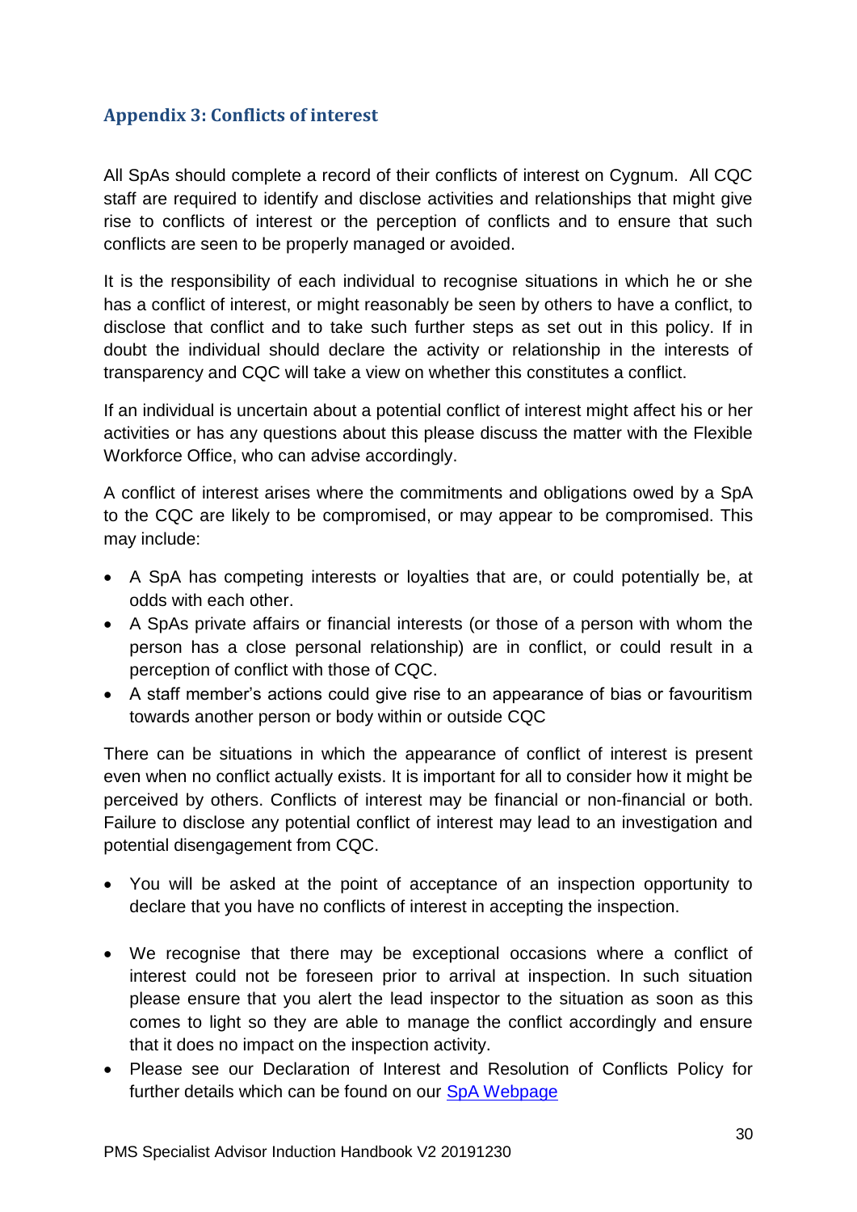## Appendix 3: Conflicts of interest

All SpAs should complete a record of their conflicts of interest on Cygnum. All CQC staff are required to identify and disclose activities and relationships that might give rise to conflicts of interest or the perception of conflicts and to ensure that such conflicts are seen to be properly managed or avoided.

It is the responsibility of each individual to recognise situations in which he or she has a conflict of interest, or might reasonably be seen by others to have a conflict, to disclose that conflict and to take such further steps as set out in this policy. If in doubt the individual should declare the activity or relationship in the interests of transparency and CQC will take a view on whether this constitutes a conflict.

If an individual is uncertain about a potential conflict of interest might affect his or her activities or has any questions about this please discuss the matter with the Flexible Workforce Office, who can advise accordingly.

A conflict of interest arises where the commitments and obligations owed by a SpA to the CQC are likely to be compromised, or may appear to be compromised. This may include:

- A SpA has competing interests or loyalties that are, or could potentially be, at odds with each other.
- A SpAs private affairs or financial interests (or those of a person with whom the person has a close personal relationship) are in conflict, or could result in a perception of conflict with those of CQC.
- A staff member's actions could give rise to an appearance of bias or favouritism towards another person or body within or outside CQC

There can be situations in which the appearance of conflict of interest is present even when no conflict actually exists. It is important for all to consider how it might be perceived by others. Conflicts of interest may be financial or non-financial or both. Failure to disclose any potential conflict of interest may lead to an investigation and potential disengagement from CQC.

- You will be asked at the point of acceptance of an inspection opportunity to declare that you have no conflicts of interest in accepting the inspection.

- We recognise that there may be exceptional occasions where a conflict of interest could not be foreseen prior to arrival at inspection. In such situation please ensure that you alert the lead inspector to the situation as soon as this comes to light so they are able to manage the conflict accordingly and ensure that it does no impact on the inspection activity.
- Please see our Declaration of Interest and Resolution of Conflicts Policy for further details which can be found on our SpA Webpage